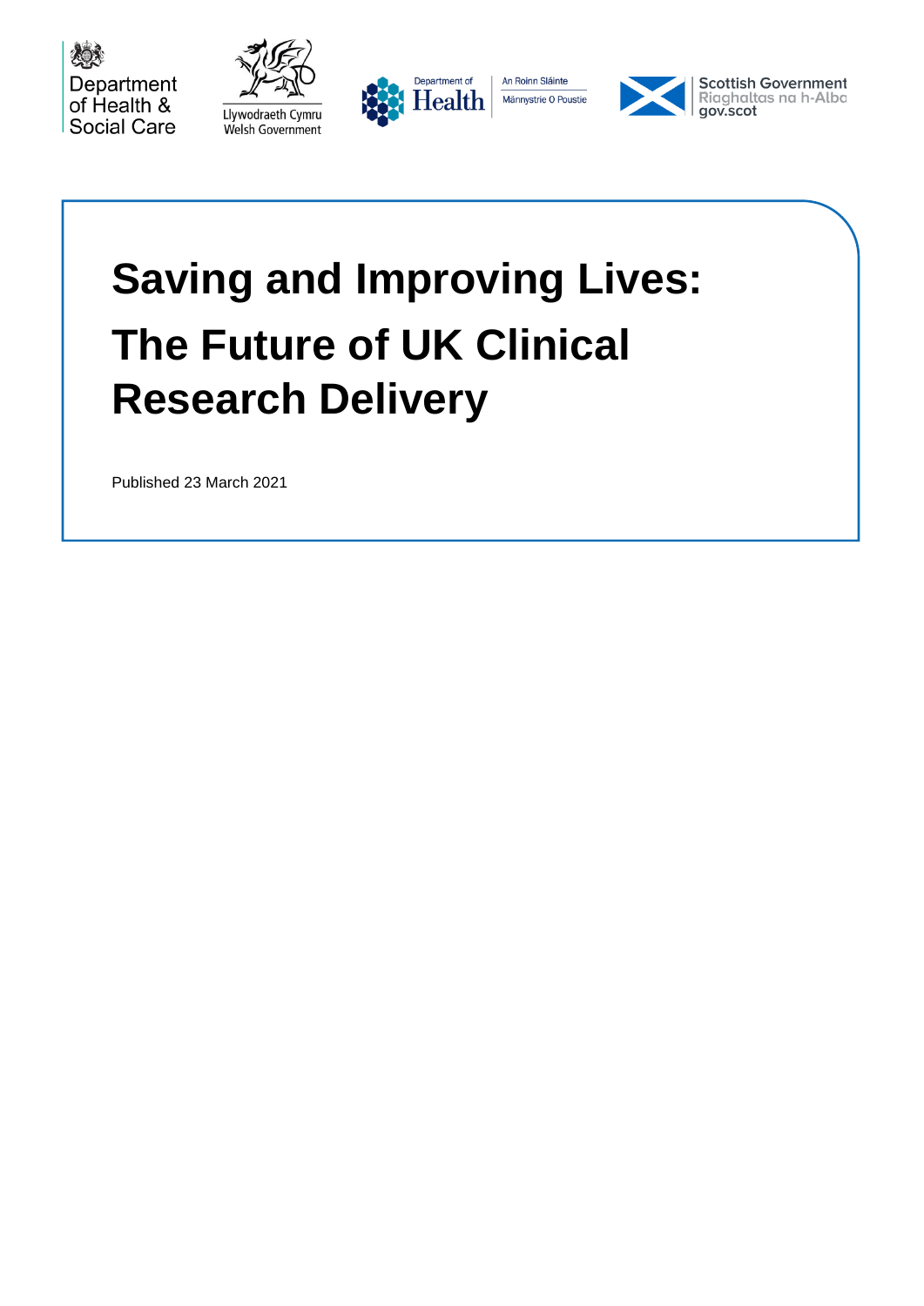Department of Health & Social Care

Llywodraeth Cymru
Welsh Government

Department of Health
An Roinn Sláinte
Männystrie O Poustie

Scottish Government
Riaghaltas na h-Alba
gov.scot

# Saving and Improving Lives: The Future of UK Clinical Research Delivery

Published 23 March 2021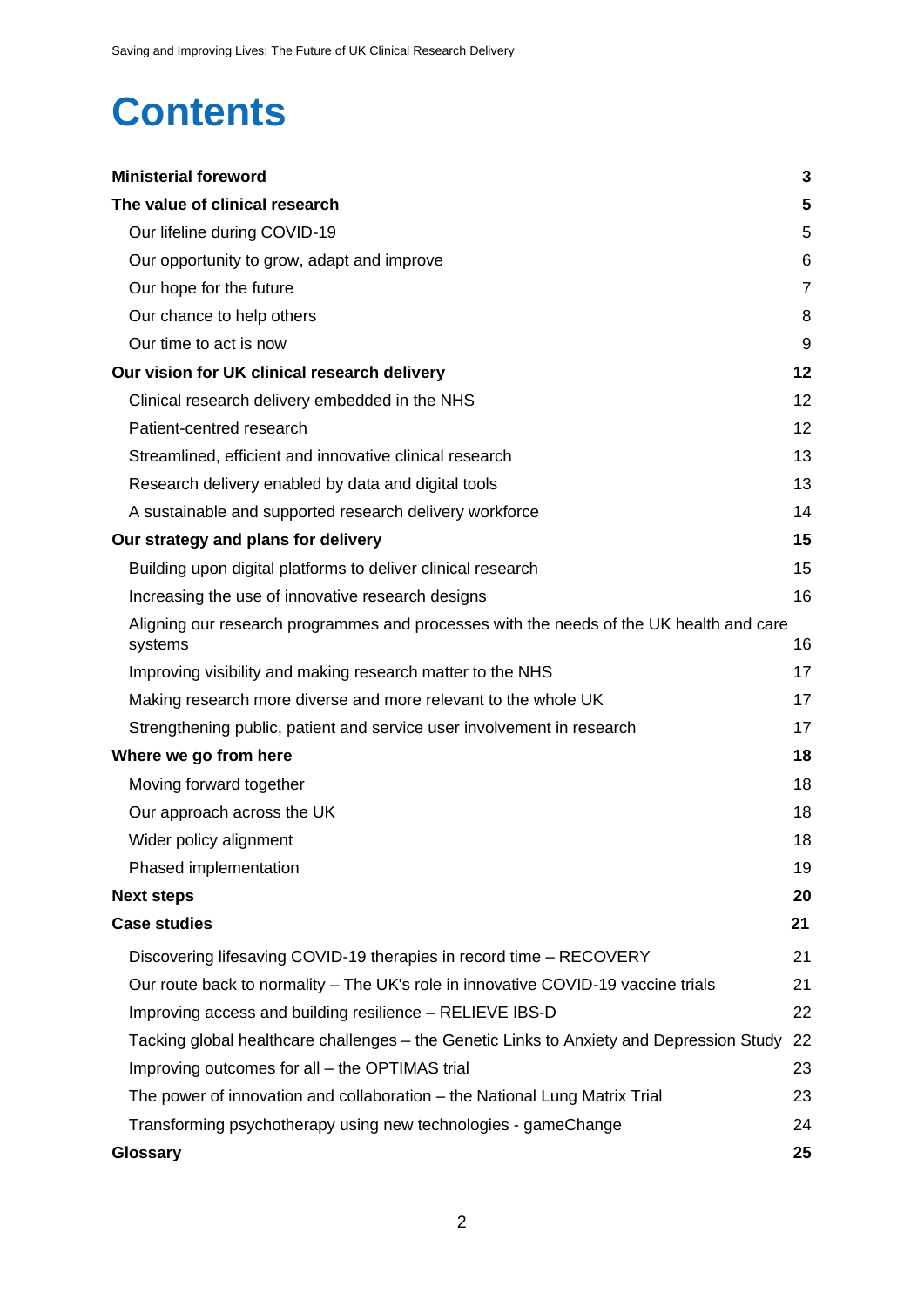# Contents

| | |
|---|---|
| **Ministerial foreword** | **3** |
| **The value of clinical research** | **5** |
| Our lifeline during COVID-19 | 5 |
| Our opportunity to grow, adapt and improve | 6 |
| Our hope for the future | 7 |
| Our chance to help others | 8 |
| Our time to act is now | 9 |
| **Our vision for UK clinical research delivery** | **12** |
| Clinical research delivery embedded in the NHS | 12 |
| Patient-centred research | 12 |
| Streamlined, efficient and innovative clinical research | 13 |
| Research delivery enabled by data and digital tools | 13 |
| A sustainable and supported research delivery workforce | 14 |
| **Our strategy and plans for delivery** | **15** |
| Building upon digital platforms to deliver clinical research | 15 |
| Increasing the use of innovative research designs | 16 |
| Aligning our research programmes and processes with the needs of the UK health and care systems | 16 |
| Improving visibility and making research matter to the NHS | 17 |
| Making research more diverse and more relevant to the whole UK | 17 |
| Strengthening public, patient and service user involvement in research | 17 |
| **Where we go from here** | **18** |
| Moving forward together | 18 |
| Our approach across the UK | 18 |
| Wider policy alignment | 18 |
| Phased implementation | 19 |
| **Next steps** | **20** |
| **Case studies** | **21** |
| Discovering lifesaving COVID-19 therapies in record time – RECOVERY | 21 |
| Our route back to normality – The UK's role in innovative COVID-19 vaccine trials | 21 |
| Improving access and building resilience – RELIEVE IBS-D | 22 |
| Tacking global healthcare challenges – the Genetic Links to Anxiety and Depression Study | 22 |
| Improving outcomes for all – the OPTIMAS trial | 23 |
| The power of innovation and collaboration – the National Lung Matrix Trial | 23 |
| Transforming psychotherapy using new technologies - gameChange | 24 |
| **Glossary** | **25** |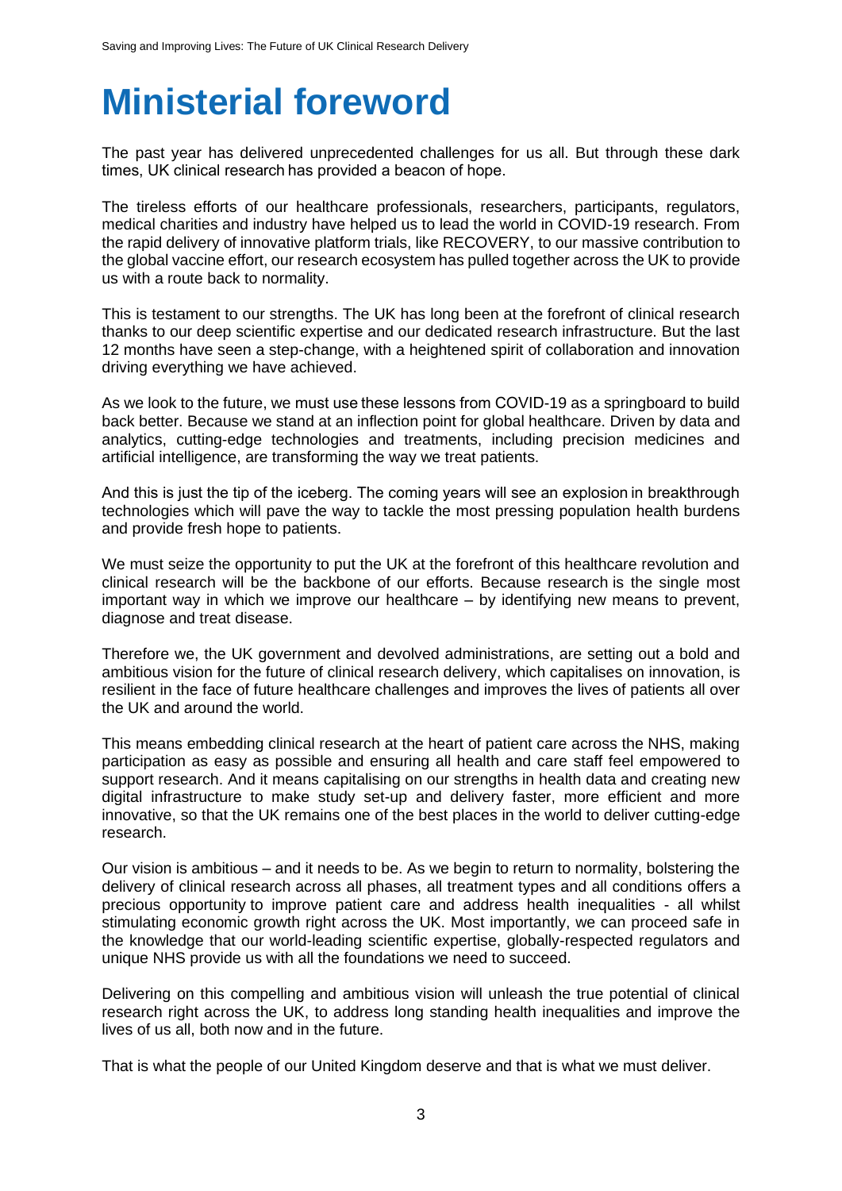# Ministerial foreword

The past year has delivered unprecedented challenges for us all. But through these dark times, UK clinical research has provided a beacon of hope.

The tireless efforts of our healthcare professionals, researchers, participants, regulators, medical charities and industry have helped us to lead the world in COVID-19 research. From the rapid delivery of innovative platform trials, like RECOVERY, to our massive contribution to the global vaccine effort, our research ecosystem has pulled together across the UK to provide us with a route back to normality.

This is testament to our strengths. The UK has long been at the forefront of clinical research thanks to our deep scientific expertise and our dedicated research infrastructure. But the last 12 months have seen a step-change, with a heightened spirit of collaboration and innovation driving everything we have achieved.

As we look to the future, we must use these lessons from COVID-19 as a springboard to build back better. Because we stand at an inflection point for global healthcare. Driven by data and analytics, cutting-edge technologies and treatments, including precision medicines and artificial intelligence, are transforming the way we treat patients.

And this is just the tip of the iceberg. The coming years will see an explosion in breakthrough technologies which will pave the way to tackle the most pressing population health burdens and provide fresh hope to patients.

We must seize the opportunity to put the UK at the forefront of this healthcare revolution and clinical research will be the backbone of our efforts. Because research is the single most important way in which we improve our healthcare – by identifying new means to prevent, diagnose and treat disease.

Therefore we, the UK government and devolved administrations, are setting out a bold and ambitious vision for the future of clinical research delivery, which capitalises on innovation, is resilient in the face of future healthcare challenges and improves the lives of patients all over the UK and around the world.

This means embedding clinical research at the heart of patient care across the NHS, making participation as easy as possible and ensuring all health and care staff feel empowered to support research. And it means capitalising on our strengths in health data and creating new digital infrastructure to make study set-up and delivery faster, more efficient and more innovative, so that the UK remains one of the best places in the world to deliver cutting-edge research.

Our vision is ambitious – and it needs to be. As we begin to return to normality, bolstering the delivery of clinical research across all phases, all treatment types and all conditions offers a precious opportunity to improve patient care and address health inequalities - all whilst stimulating economic growth right across the UK. Most importantly, we can proceed safe in the knowledge that our world-leading scientific expertise, globally-respected regulators and unique NHS provide us with all the foundations we need to succeed.

Delivering on this compelling and ambitious vision will unleash the true potential of clinical research right across the UK, to address long standing health inequalities and improve the lives of us all, both now and in the future.

That is what the people of our United Kingdom deserve and that is what we must deliver.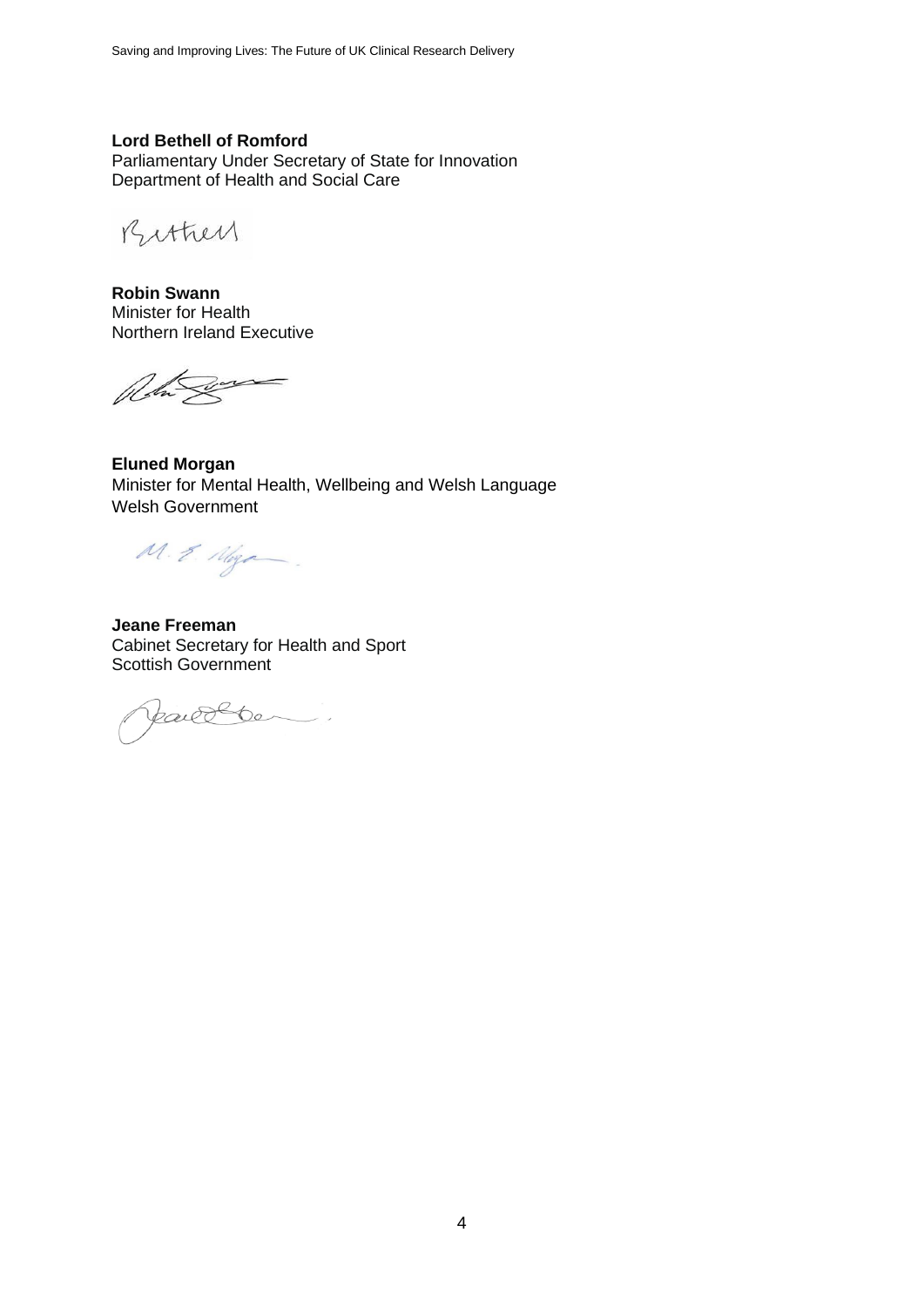**Lord Bethell of Romford**
Parliamentary Under Secretary of State for Innovation
Department of Health and Social Care

**Robin Swann**
Minister for Health
Northern Ireland Executive

**Eluned Morgan**
Minister for Mental Health, Wellbeing and Welsh Language
Welsh Government

**Jeane Freeman**
Cabinet Secretary for Health and Sport
Scottish Government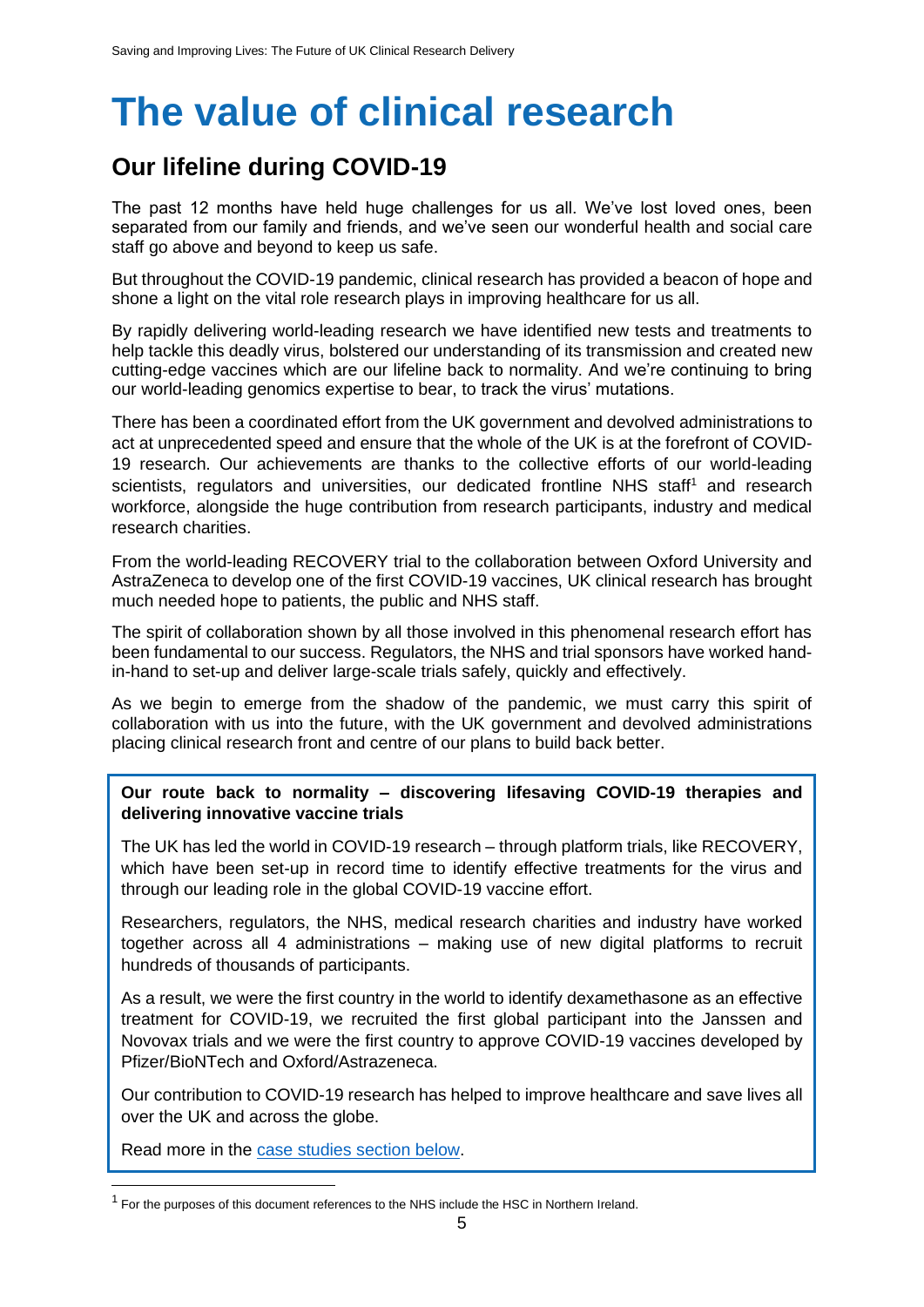# The value of clinical research

## Our lifeline during COVID-19

The past 12 months have held huge challenges for us all. We've lost loved ones, been separated from our family and friends, and we've seen our wonderful health and social care staff go above and beyond to keep us safe.

But throughout the COVID-19 pandemic, clinical research has provided a beacon of hope and shone a light on the vital role research plays in improving healthcare for us all.

By rapidly delivering world-leading research we have identified new tests and treatments to help tackle this deadly virus, bolstered our understanding of its transmission and created new cutting-edge vaccines which are our lifeline back to normality. And we're continuing to bring our world-leading genomics expertise to bear, to track the virus' mutations.

There has been a coordinated effort from the UK government and devolved administrations to act at unprecedented speed and ensure that the whole of the UK is at the forefront of COVID-19 research. Our achievements are thanks to the collective efforts of our world-leading scientists, regulators and universities, our dedicated frontline NHS staff[1] and research workforce, alongside the huge contribution from research participants, industry and medical research charities.

From the world-leading RECOVERY trial to the collaboration between Oxford University and AstraZeneca to develop one of the first COVID-19 vaccines, UK clinical research has brought much needed hope to patients, the public and NHS staff.

The spirit of collaboration shown by all those involved in this phenomenal research effort has been fundamental to our success. Regulators, the NHS and trial sponsors have worked hand-in-hand to set-up and deliver large-scale trials safely, quickly and effectively.

As we begin to emerge from the shadow of the pandemic, we must carry this spirit of collaboration with us into the future, with the UK government and devolved administrations placing clinical research front and centre of our plans to build back better.

**Our route back to normality – discovering lifesaving COVID-19 therapies and delivering innovative vaccine trials**

The UK has led the world in COVID-19 research – through platform trials, like RECOVERY, which have been set-up in record time to identify effective treatments for the virus and through our leading role in the global COVID-19 vaccine effort.

Researchers, regulators, the NHS, medical research charities and industry have worked together across all 4 administrations – making use of new digital platforms to recruit hundreds of thousands of participants.

As a result, we were the first country in the world to identify dexamethasone as an effective treatment for COVID-19, we recruited the first global participant into the Janssen and Novovax trials and we were the first country to approve COVID-19 vaccines developed by Pfizer/BioNTech and Oxford/Astrazeneca.

Our contribution to COVID-19 research has helped to improve healthcare and save lives all over the UK and across the globe.

Read more in the case studies section below.

---

[1] For the purposes of this document references to the NHS include the HSC in Northern Ireland.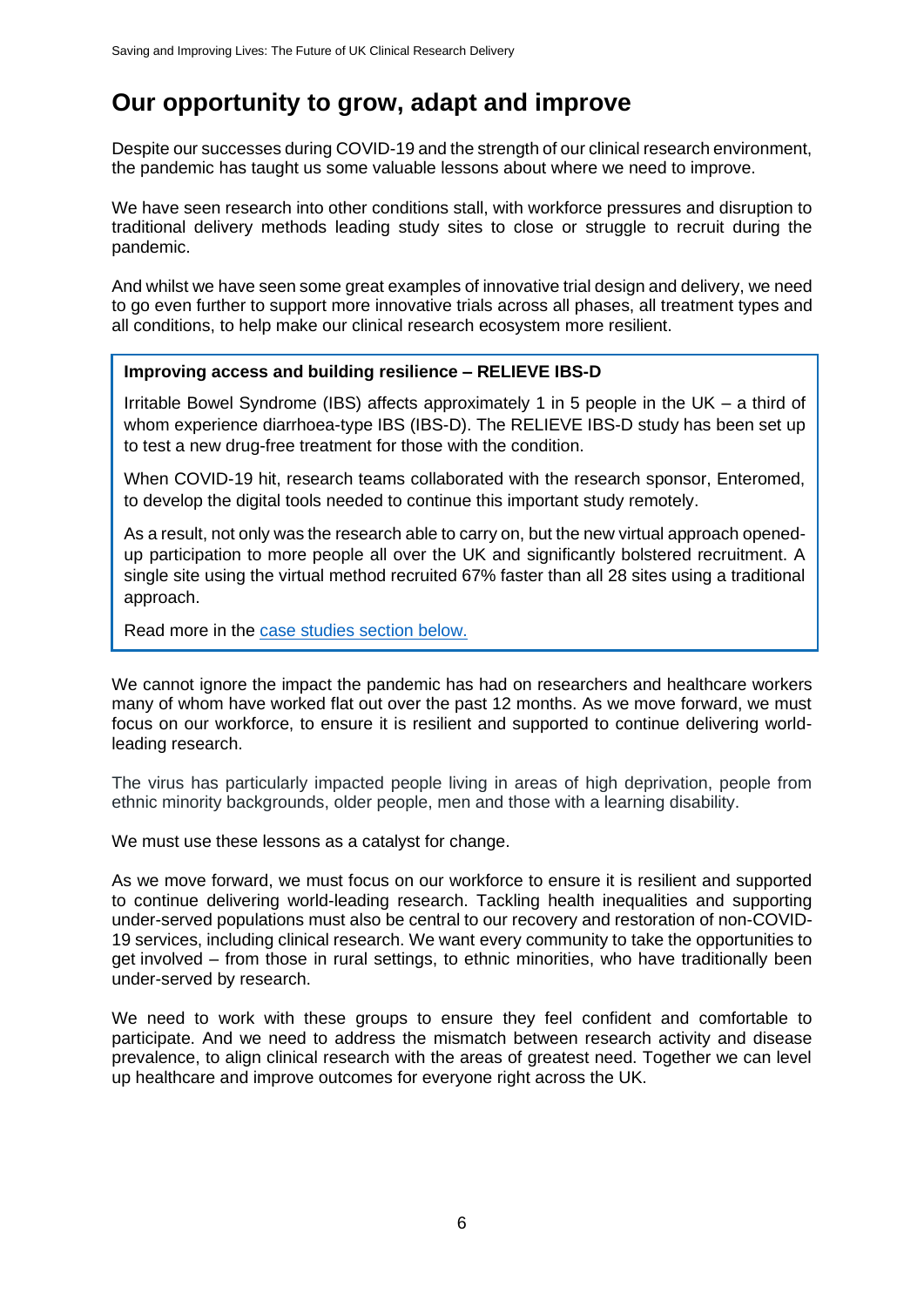## Our opportunity to grow, adapt and improve

Despite our successes during COVID-19 and the strength of our clinical research environment, the pandemic has taught us some valuable lessons about where we need to improve.

We have seen research into other conditions stall, with workforce pressures and disruption to traditional delivery methods leading study sites to close or struggle to recruit during the pandemic.

And whilst we have seen some great examples of innovative trial design and delivery, we need to go even further to support more innovative trials across all phases, all treatment types and all conditions, to help make our clinical research ecosystem more resilient.

**Improving access and building resilience – RELIEVE IBS-D**

Irritable Bowel Syndrome (IBS) affects approximately 1 in 5 people in the UK – a third of whom experience diarrhoea-type IBS (IBS-D). The RELIEVE IBS-D study has been set up to test a new drug-free treatment for those with the condition.

When COVID-19 hit, research teams collaborated with the research sponsor, Enteromed, to develop the digital tools needed to continue this important study remotely.

As a result, not only was the research able to carry on, but the new virtual approach opened-up participation to more people all over the UK and significantly bolstered recruitment. A single site using the virtual method recruited 67% faster than all 28 sites using a traditional approach.

Read more in the case studies section below.

We cannot ignore the impact the pandemic has had on researchers and healthcare workers many of whom have worked flat out over the past 12 months. As we move forward, we must focus on our workforce, to ensure it is resilient and supported to continue delivering world-leading research.

The virus has particularly impacted people living in areas of high deprivation, people from ethnic minority backgrounds, older people, men and those with a learning disability.

We must use these lessons as a catalyst for change.

As we move forward, we must focus on our workforce to ensure it is resilient and supported to continue delivering world-leading research. Tackling health inequalities and supporting under-served populations must also be central to our recovery and restoration of non-COVID-19 services, including clinical research. We want every community to take the opportunities to get involved – from those in rural settings, to ethnic minorities, who have traditionally been under-served by research.

We need to work with these groups to ensure they feel confident and comfortable to participate. And we need to address the mismatch between research activity and disease prevalence, to align clinical research with the areas of greatest need. Together we can level up healthcare and improve outcomes for everyone right across the UK.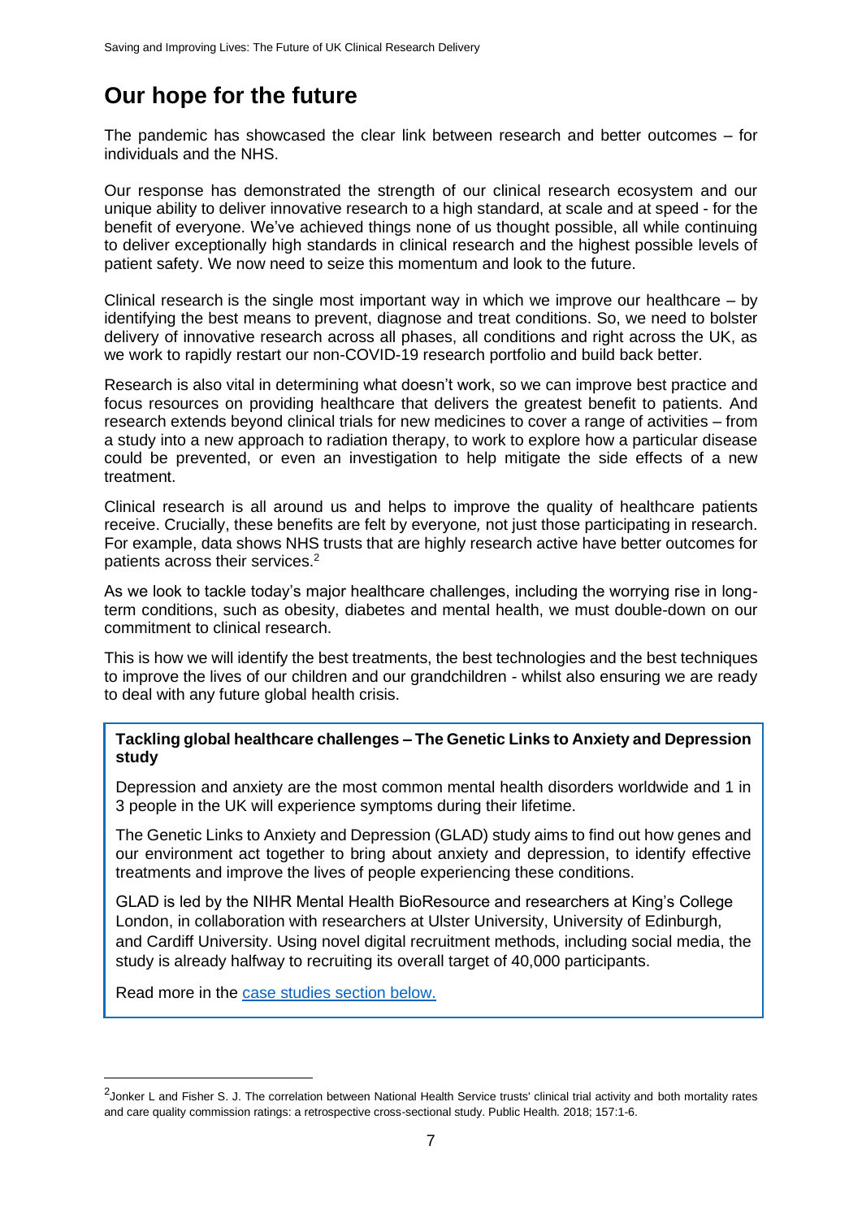# Our hope for the future

The pandemic has showcased the clear link between research and better outcomes – for individuals and the NHS.

Our response has demonstrated the strength of our clinical research ecosystem and our unique ability to deliver innovative research to a high standard, at scale and at speed - for the benefit of everyone. We've achieved things none of us thought possible, all while continuing to deliver exceptionally high standards in clinical research and the highest possible levels of patient safety. We now need to seize this momentum and look to the future.

Clinical research is the single most important way in which we improve our healthcare – by identifying the best means to prevent, diagnose and treat conditions. So, we need to bolster delivery of innovative research across all phases, all conditions and right across the UK, as we work to rapidly restart our non-COVID-19 research portfolio and build back better.

Research is also vital in determining what doesn't work, so we can improve best practice and focus resources on providing healthcare that delivers the greatest benefit to patients. And research extends beyond clinical trials for new medicines to cover a range of activities – from a study into a new approach to radiation therapy, to work to explore how a particular disease could be prevented, or even an investigation to help mitigate the side effects of a new treatment.

Clinical research is all around us and helps to improve the quality of healthcare patients receive. Crucially, these benefits are felt by everyone*,* not just those participating in research. For example, data shows NHS trusts that are highly research active have better outcomes for patients across their services.[2]

As we look to tackle today's major healthcare challenges, including the worrying rise in long-term conditions, such as obesity, diabetes and mental health, we must double-down on our commitment to clinical research.

This is how we will identify the best treatments, the best technologies and the best techniques to improve the lives of our children and our grandchildren - whilst also ensuring we are ready to deal with any future global health crisis.

**Tackling global healthcare challenges – The Genetic Links to Anxiety and Depression study**

Depression and anxiety are the most common mental health disorders worldwide and 1 in 3 people in the UK will experience symptoms during their lifetime.

The Genetic Links to Anxiety and Depression (GLAD) study aims to find out how genes and our environment act together to bring about anxiety and depression, to identify effective treatments and improve the lives of people experiencing these conditions.

GLAD is led by the NIHR Mental Health BioResource and researchers at King's College London, in collaboration with researchers at Ulster University, University of Edinburgh, and Cardiff University. Using novel digital recruitment methods, including social media, the study is already halfway to recruiting its overall target of 40,000 participants.

Read more in the case studies section below.

[2] Jonker L and Fisher S. J. The correlation between National Health Service trusts' clinical trial activity and both mortality rates and care quality commission ratings: a retrospective cross-sectional study. Public Health. 2018; 157:1-6.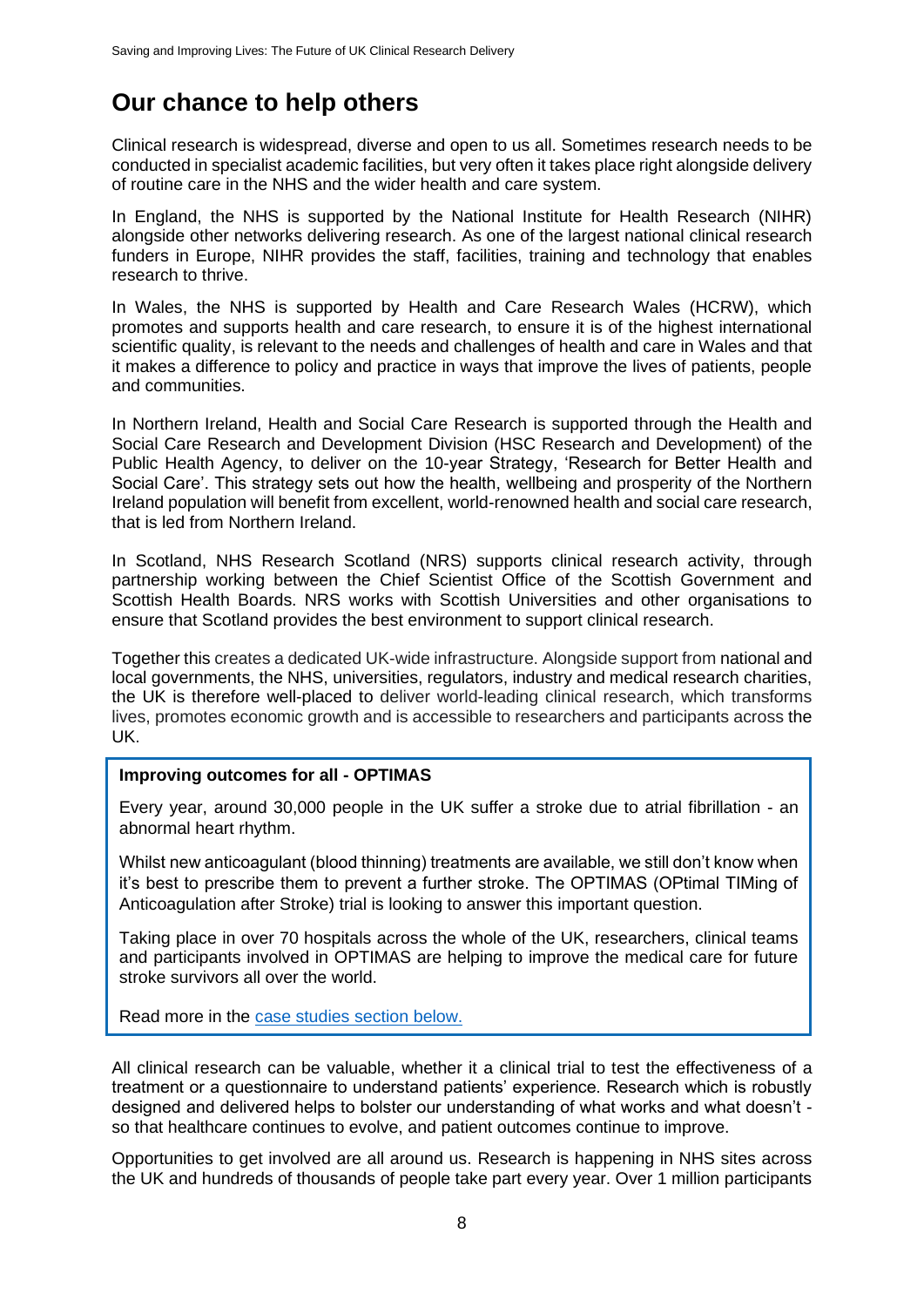## Our chance to help others

Clinical research is widespread, diverse and open to us all. Sometimes research needs to be conducted in specialist academic facilities, but very often it takes place right alongside delivery of routine care in the NHS and the wider health and care system.

In England, the NHS is supported by the National Institute for Health Research (NIHR) alongside other networks delivering research. As one of the largest national clinical research funders in Europe, NIHR provides the staff, facilities, training and technology that enables research to thrive.

In Wales, the NHS is supported by Health and Care Research Wales (HCRW), which promotes and supports health and care research, to ensure it is of the highest international scientific quality, is relevant to the needs and challenges of health and care in Wales and that it makes a difference to policy and practice in ways that improve the lives of patients, people and communities.

In Northern Ireland, Health and Social Care Research is supported through the Health and Social Care Research and Development Division (HSC Research and Development) of the Public Health Agency, to deliver on the 10-year Strategy, 'Research for Better Health and Social Care'. This strategy sets out how the health, wellbeing and prosperity of the Northern Ireland population will benefit from excellent, world-renowned health and social care research, that is led from Northern Ireland.

In Scotland, NHS Research Scotland (NRS) supports clinical research activity, through partnership working between the Chief Scientist Office of the Scottish Government and Scottish Health Boards. NRS works with Scottish Universities and other organisations to ensure that Scotland provides the best environment to support clinical research.

Together this creates a dedicated UK-wide infrastructure. Alongside support from national and local governments, the NHS, universities, regulators, industry and medical research charities, the UK is therefore well-placed to deliver world-leading clinical research, which transforms lives, promotes economic growth and is accessible to researchers and participants across the UK.

**Improving outcomes for all - OPTIMAS**

Every year, around 30,000 people in the UK suffer a stroke due to atrial fibrillation - an abnormal heart rhythm.

Whilst new anticoagulant (blood thinning) treatments are available, we still don't know when it's best to prescribe them to prevent a further stroke. The OPTIMAS (OPtimal TIMing of Anticoagulation after Stroke) trial is looking to answer this important question.

Taking place in over 70 hospitals across the whole of the UK, researchers, clinical teams and participants involved in OPTIMAS are helping to improve the medical care for future stroke survivors all over the world.

Read more in the case studies section below.

All clinical research can be valuable, whether it a clinical trial to test the effectiveness of a treatment or a questionnaire to understand patients' experience. Research which is robustly designed and delivered helps to bolster our understanding of what works and what doesn't - so that healthcare continues to evolve, and patient outcomes continue to improve.

Opportunities to get involved are all around us. Research is happening in NHS sites across the UK and hundreds of thousands of people take part every year. Over 1 million participants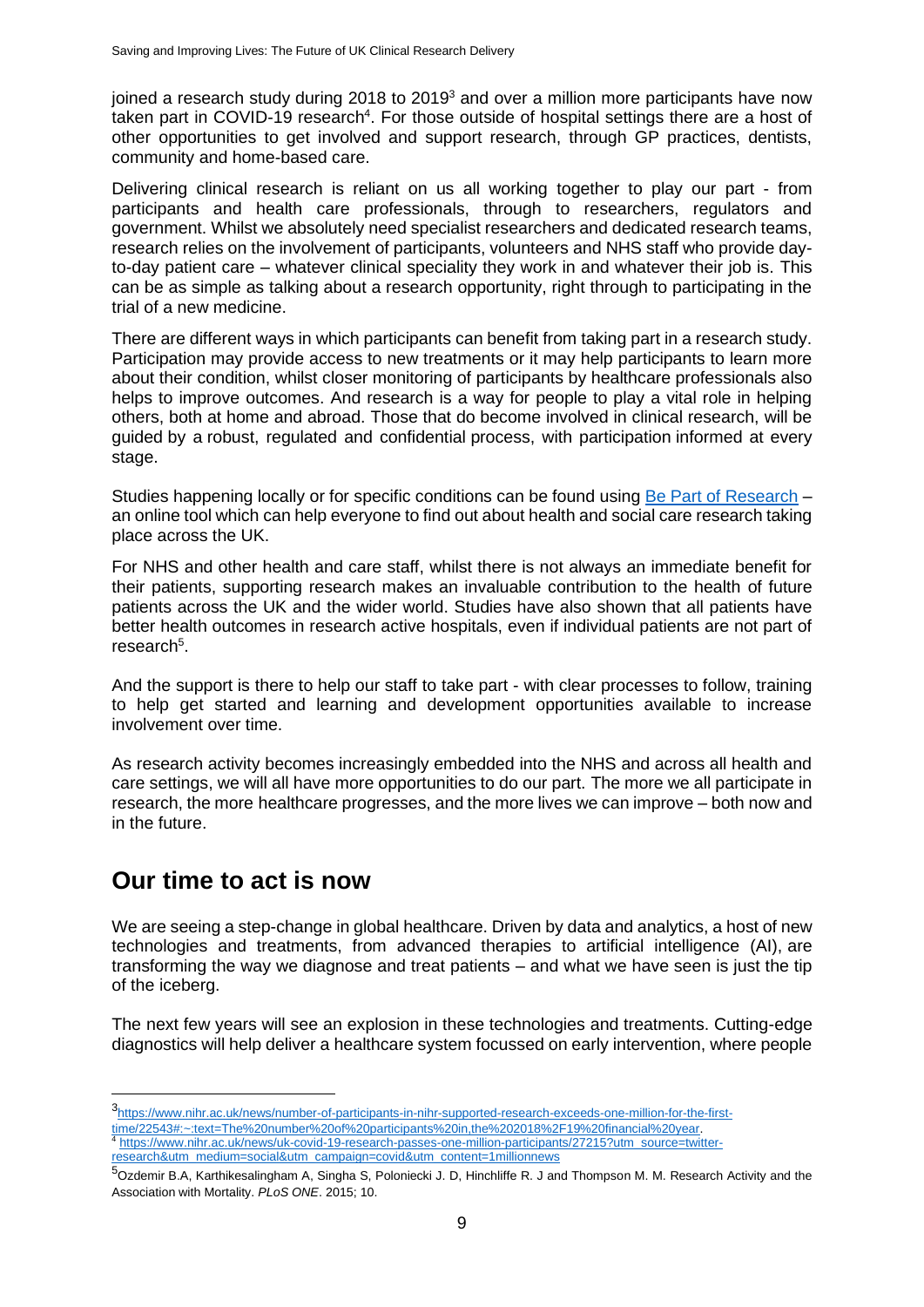joined a research study during 2018 to 2019[3] and over a million more participants have now taken part in COVID-19 research[4]. For those outside of hospital settings there are a host of other opportunities to get involved and support research, through GP practices, dentists, community and home-based care.

Delivering clinical research is reliant on us all working together to play our part - from participants and health care professionals, through to researchers, regulators and government. Whilst we absolutely need specialist researchers and dedicated research teams, research relies on the involvement of participants, volunteers and NHS staff who provide day-to-day patient care – whatever clinical speciality they work in and whatever their job is. This can be as simple as talking about a research opportunity, right through to participating in the trial of a new medicine.

There are different ways in which participants can benefit from taking part in a research study. Participation may provide access to new treatments or it may help participants to learn more about their condition, whilst closer monitoring of participants by healthcare professionals also helps to improve outcomes. And research is a way for people to play a vital role in helping others, both at home and abroad. Those that do become involved in clinical research, will be guided by a robust, regulated and confidential process, with participation informed at every stage.

Studies happening locally or for specific conditions can be found using Be Part of Research – an online tool which can help everyone to find out about health and social care research taking place across the UK.

For NHS and other health and care staff, whilst there is not always an immediate benefit for their patients, supporting research makes an invaluable contribution to the health of future patients across the UK and the wider world. Studies have also shown that all patients have better health outcomes in research active hospitals, even if individual patients are not part of research[5].

And the support is there to help our staff to take part - with clear processes to follow, training to help get started and learning and development opportunities available to increase involvement over time.

As research activity becomes increasingly embedded into the NHS and across all health and care settings, we will all have more opportunities to do our part. The more we all participate in research, the more healthcare progresses, and the more lives we can improve – both now and in the future.

## Our time to act is now

We are seeing a step-change in global healthcare. Driven by data and analytics, a host of new technologies and treatments, from advanced therapies to artificial intelligence (AI), are transforming the way we diagnose and treat patients – and what we have seen is just the tip of the iceberg.

The next few years will see an explosion in these technologies and treatments. Cutting-edge diagnostics will help deliver a healthcare system focussed on early intervention, where people

---

[3] https://www.nihr.ac.uk/news/number-of-participants-in-nihr-supported-research-exceeds-one-million-for-the-first-time/22543#:~:text=The%20number%20of%20participants%20in,the%202018%2F19%20financial%20year.

[4] https://www.nihr.ac.uk/news/uk-covid-19-research-passes-one-million-participants/27215?utm_source=twitter-research&utm_medium=social&utm_campaign=covid&utm_content=1millionnews

[5] Ozdemir B.A, Karthikesalingham A, Singha S, Poloniecki J. D, Hinchliffe R. J and Thompson M. M. Research Activity and the Association with Mortality. *PLoS ONE*. 2015; 10.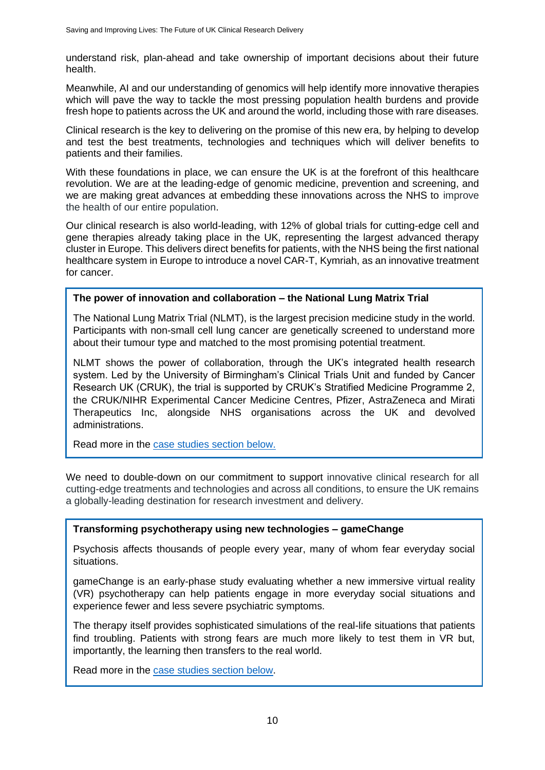understand risk, plan-ahead and take ownership of important decisions about their future health.

Meanwhile, AI and our understanding of genomics will help identify more innovative therapies which will pave the way to tackle the most pressing population health burdens and provide fresh hope to patients across the UK and around the world, including those with rare diseases.

Clinical research is the key to delivering on the promise of this new era, by helping to develop and test the best treatments, technologies and techniques which will deliver benefits to patients and their families.

With these foundations in place, we can ensure the UK is at the forefront of this healthcare revolution. We are at the leading-edge of genomic medicine, prevention and screening, and we are making great advances at embedding these innovations across the NHS to improve the health of our entire population.

Our clinical research is also world-leading, with 12% of global trials for cutting-edge cell and gene therapies already taking place in the UK, representing the largest advanced therapy cluster in Europe. This delivers direct benefits for patients, with the NHS being the first national healthcare system in Europe to introduce a novel CAR-T, Kymriah, as an innovative treatment for cancer.

> **The power of innovation and collaboration – the National Lung Matrix Trial**
>
> The National Lung Matrix Trial (NLMT), is the largest precision medicine study in the world. Participants with non-small cell lung cancer are genetically screened to understand more about their tumour type and matched to the most promising potential treatment.
>
> NLMT shows the power of collaboration, through the UK's integrated health research system. Led by the University of Birmingham's Clinical Trials Unit and funded by Cancer Research UK (CRUK), the trial is supported by CRUK's Stratified Medicine Programme 2, the CRUK/NIHR Experimental Cancer Medicine Centres, Pfizer, AstraZeneca and Mirati Therapeutics Inc, alongside NHS organisations across the UK and devolved administrations.
>
> Read more in the case studies section below.

We need to double-down on our commitment to support innovative clinical research for all cutting-edge treatments and technologies and across all conditions, to ensure the UK remains a globally-leading destination for research investment and delivery.

> **Transforming psychotherapy using new technologies – gameChange**
>
> Psychosis affects thousands of people every year, many of whom fear everyday social situations.
>
> gameChange is an early-phase study evaluating whether a new immersive virtual reality (VR) psychotherapy can help patients engage in more everyday social situations and experience fewer and less severe psychiatric symptoms.
>
> The therapy itself provides sophisticated simulations of the real-life situations that patients find troubling. Patients with strong fears are much more likely to test them in VR but, importantly, the learning then transfers to the real world.
>
> Read more in the case studies section below.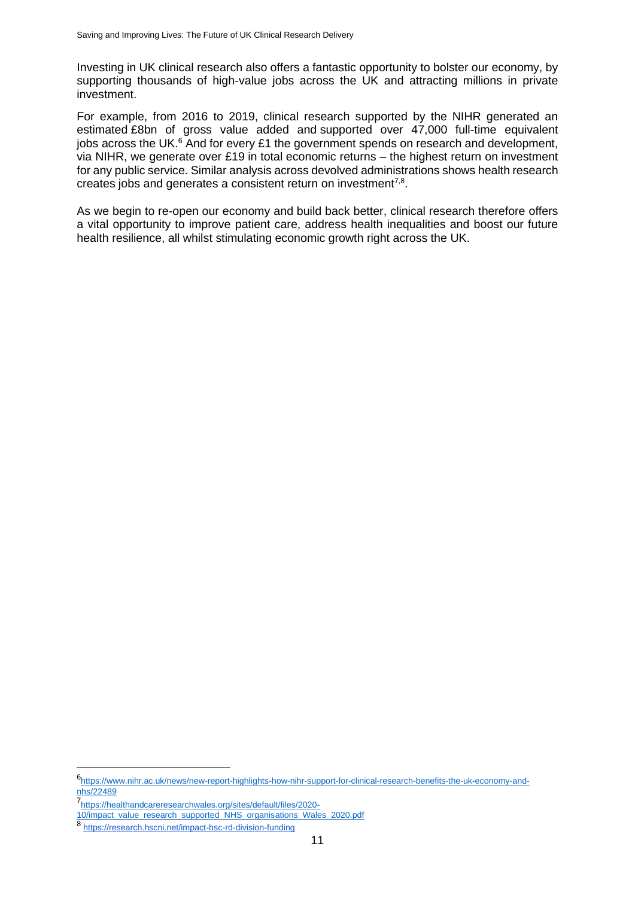Investing in UK clinical research also offers a fantastic opportunity to bolster our economy, by supporting thousands of high-value jobs across the UK and attracting millions in private investment.

For example, from 2016 to 2019, clinical research supported by the NIHR generated an estimated £8bn of gross value added and supported over 47,000 full-time equivalent jobs across the UK.[6] And for every £1 the government spends on research and development, via NIHR, we generate over £19 in total economic returns – the highest return on investment for any public service. Similar analysis across devolved administrations shows health research creates jobs and generates a consistent return on investment[7,8].

As we begin to re-open our economy and build back better, clinical research therefore offers a vital opportunity to improve patient care, address health inequalities and boost our future health resilience, all whilst stimulating economic growth right across the UK.

---

[6] https://www.nihr.ac.uk/news/new-report-highlights-how-nihr-support-for-clinical-research-benefits-the-uk-economy-and-nhs/22489

[7] https://healthandcareresearchwales.org/sites/default/files/2020-10/impact_value_research_supported_NHS_organisations_Wales_2020.pdf

[8] https://research.hscni.net/impact-hsc-rd-division-funding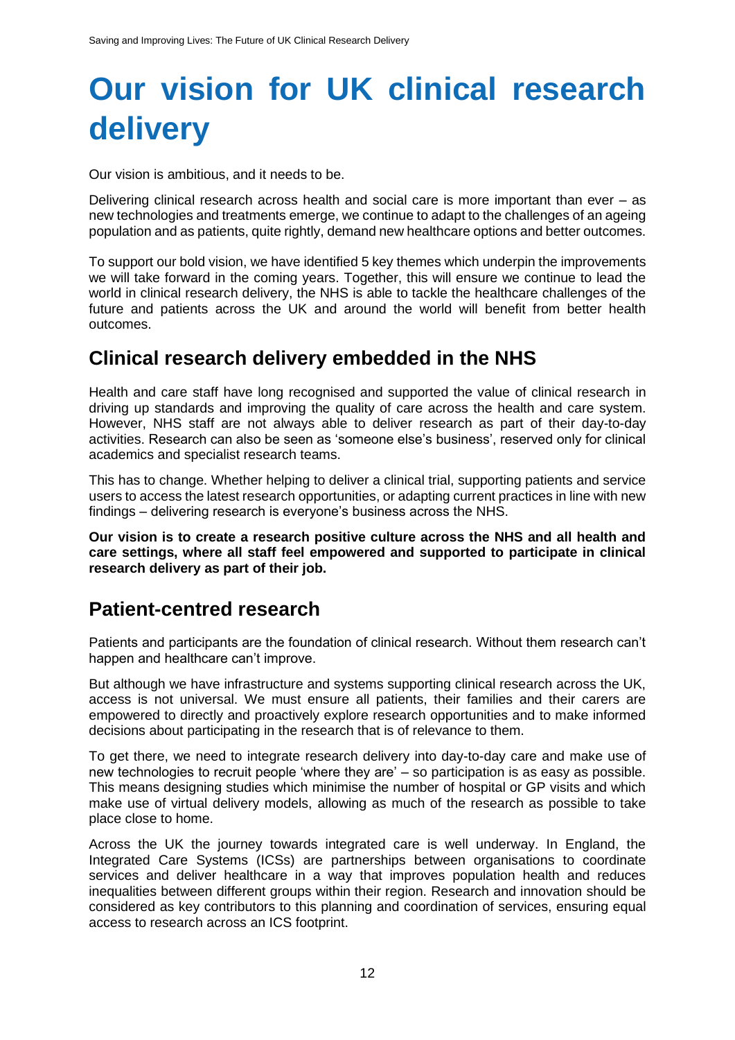# Our vision for UK clinical research delivery

Our vision is ambitious, and it needs to be.

Delivering clinical research across health and social care is more important than ever – as new technologies and treatments emerge, we continue to adapt to the challenges of an ageing population and as patients, quite rightly, demand new healthcare options and better outcomes.

To support our bold vision, we have identified 5 key themes which underpin the improvements we will take forward in the coming years. Together, this will ensure we continue to lead the world in clinical research delivery, the NHS is able to tackle the healthcare challenges of the future and patients across the UK and around the world will benefit from better health outcomes.

## Clinical research delivery embedded in the NHS

Health and care staff have long recognised and supported the value of clinical research in driving up standards and improving the quality of care across the health and care system. However, NHS staff are not always able to deliver research as part of their day-to-day activities. Research can also be seen as 'someone else's business', reserved only for clinical academics and specialist research teams.

This has to change. Whether helping to deliver a clinical trial, supporting patients and service users to access the latest research opportunities, or adapting current practices in line with new findings – delivering research is everyone's business across the NHS.

**Our vision is to create a research positive culture across the NHS and all health and care settings, where all staff feel empowered and supported to participate in clinical research delivery as part of their job.**

## Patient-centred research

Patients and participants are the foundation of clinical research. Without them research can't happen and healthcare can't improve.

But although we have infrastructure and systems supporting clinical research across the UK, access is not universal. We must ensure all patients, their families and their carers are empowered to directly and proactively explore research opportunities and to make informed decisions about participating in the research that is of relevance to them.

To get there, we need to integrate research delivery into day-to-day care and make use of new technologies to recruit people 'where they are' – so participation is as easy as possible. This means designing studies which minimise the number of hospital or GP visits and which make use of virtual delivery models, allowing as much of the research as possible to take place close to home.

Across the UK the journey towards integrated care is well underway. In England, the Integrated Care Systems (ICSs) are partnerships between organisations to coordinate services and deliver healthcare in a way that improves population health and reduces inequalities between different groups within their region. Research and innovation should be considered as key contributors to this planning and coordination of services, ensuring equal access to research across an ICS footprint.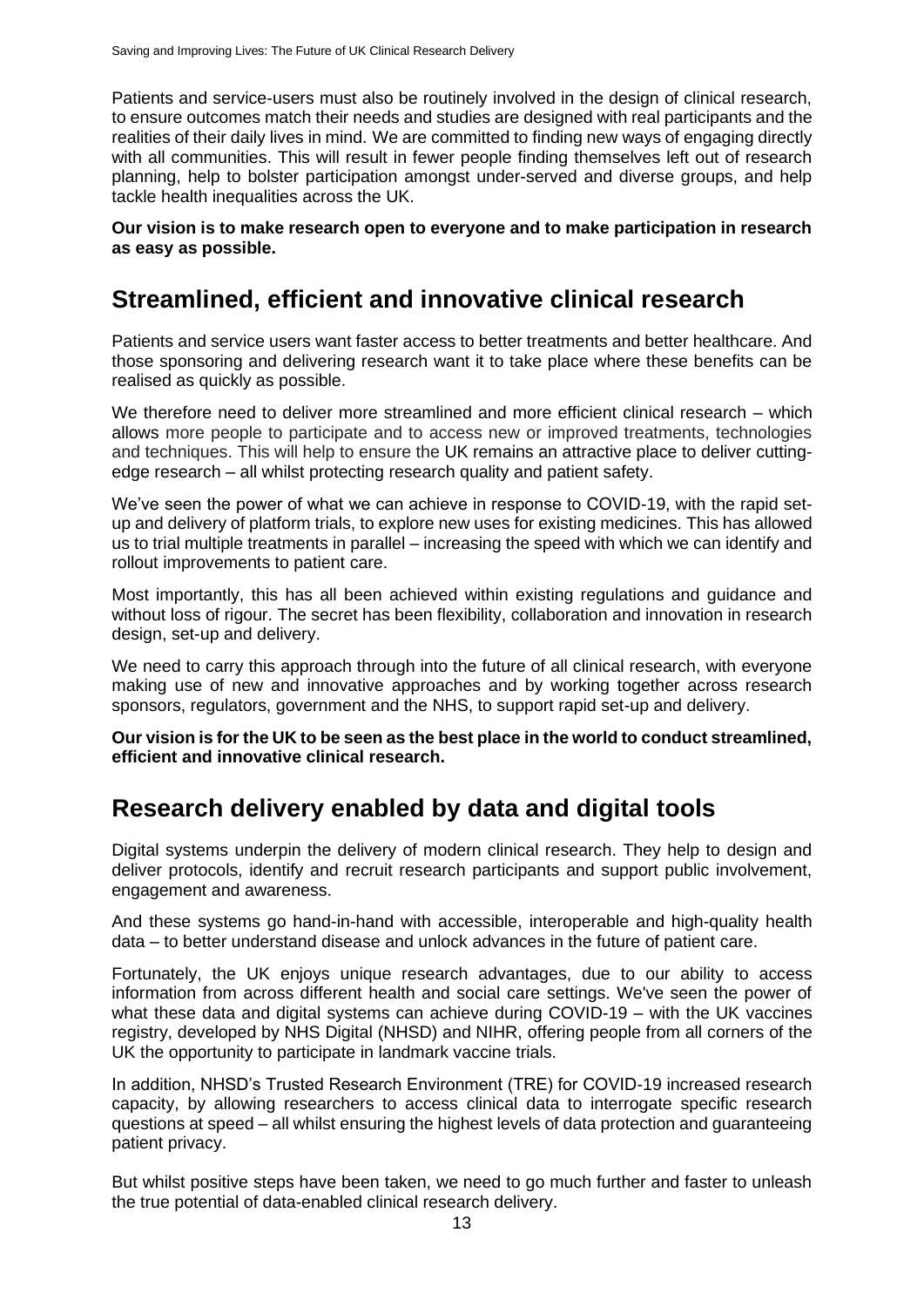Patients and service-users must also be routinely involved in the design of clinical research, to ensure outcomes match their needs and studies are designed with real participants and the realities of their daily lives in mind. We are committed to finding new ways of engaging directly with all communities. This will result in fewer people finding themselves left out of research planning, help to bolster participation amongst under-served and diverse groups, and help tackle health inequalities across the UK.

**Our vision is to make research open to everyone and to make participation in research as easy as possible.**

## Streamlined, efficient and innovative clinical research

Patients and service users want faster access to better treatments and better healthcare. And those sponsoring and delivering research want it to take place where these benefits can be realised as quickly as possible.

We therefore need to deliver more streamlined and more efficient clinical research – which allows more people to participate and to access new or improved treatments, technologies and techniques. This will help to ensure the UK remains an attractive place to deliver cutting-edge research – all whilst protecting research quality and patient safety.

We've seen the power of what we can achieve in response to COVID-19, with the rapid set-up and delivery of platform trials, to explore new uses for existing medicines. This has allowed us to trial multiple treatments in parallel – increasing the speed with which we can identify and rollout improvements to patient care.

Most importantly, this has all been achieved within existing regulations and guidance and without loss of rigour. The secret has been flexibility, collaboration and innovation in research design, set-up and delivery.

We need to carry this approach through into the future of all clinical research, with everyone making use of new and innovative approaches and by working together across research sponsors, regulators, government and the NHS, to support rapid set-up and delivery.

**Our vision is for the UK to be seen as the best place in the world to conduct streamlined, efficient and innovative clinical research.**

## Research delivery enabled by data and digital tools

Digital systems underpin the delivery of modern clinical research. They help to design and deliver protocols, identify and recruit research participants and support public involvement, engagement and awareness.

And these systems go hand-in-hand with accessible, interoperable and high-quality health data – to better understand disease and unlock advances in the future of patient care.

Fortunately, the UK enjoys unique research advantages, due to our ability to access information from across different health and social care settings. We've seen the power of what these data and digital systems can achieve during COVID-19 – with the UK vaccines registry, developed by NHS Digital (NHSD) and NIHR, offering people from all corners of the UK the opportunity to participate in landmark vaccine trials.

In addition, NHSD's Trusted Research Environment (TRE) for COVID-19 increased research capacity, by allowing researchers to access clinical data to interrogate specific research questions at speed – all whilst ensuring the highest levels of data protection and guaranteeing patient privacy.

But whilst positive steps have been taken, we need to go much further and faster to unleash the true potential of data-enabled clinical research delivery.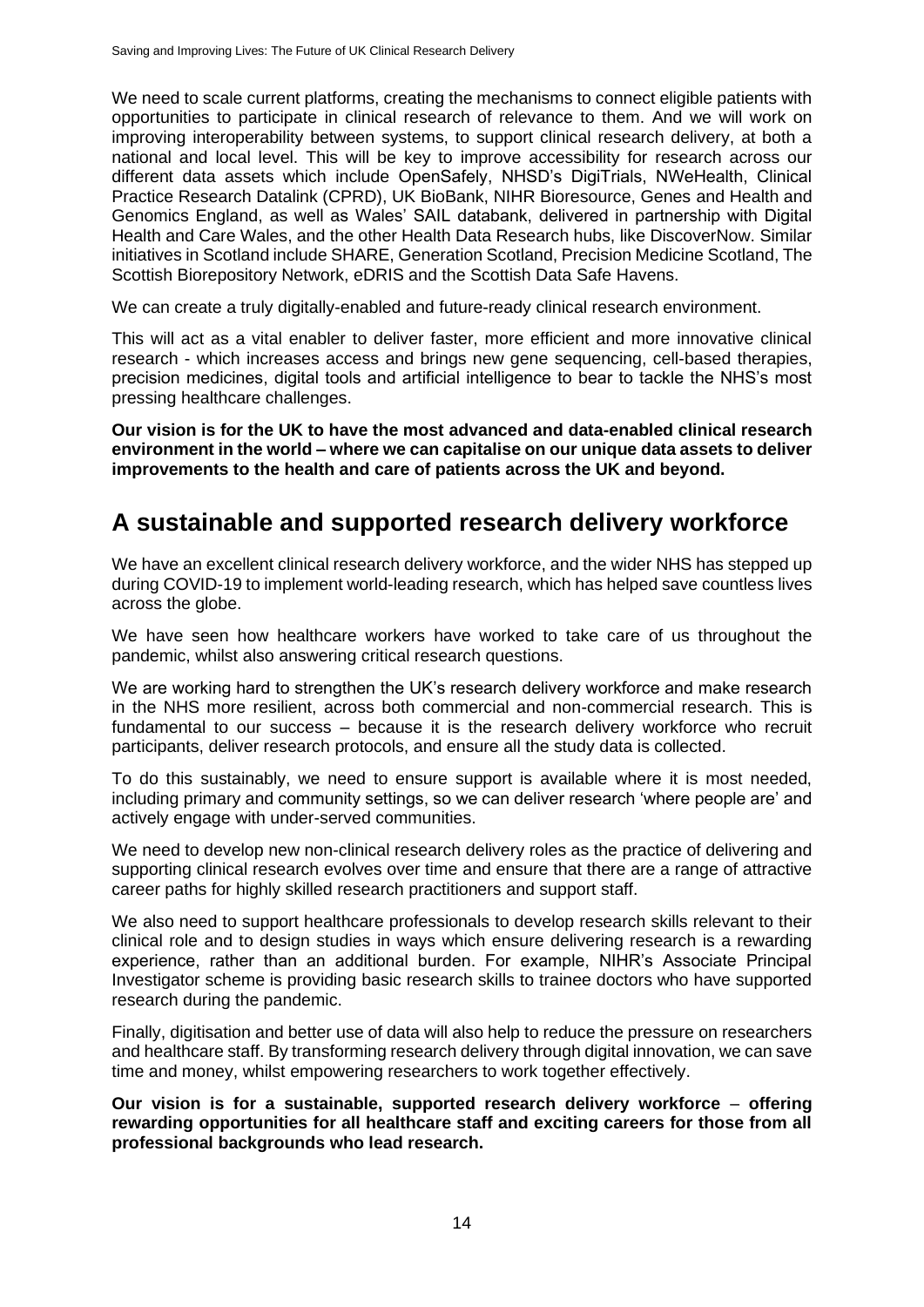We need to scale current platforms, creating the mechanisms to connect eligible patients with opportunities to participate in clinical research of relevance to them. And we will work on improving interoperability between systems, to support clinical research delivery, at both a national and local level. This will be key to improve accessibility for research across our different data assets which include OpenSafely, NHSD's DigiTrials, NWeHealth, Clinical Practice Research Datalink (CPRD), UK BioBank, NIHR Bioresource, Genes and Health and Genomics England, as well as Wales' SAIL databank, delivered in partnership with Digital Health and Care Wales, and the other Health Data Research hubs, like DiscoverNow. Similar initiatives in Scotland include SHARE, Generation Scotland, Precision Medicine Scotland, The Scottish Biorepository Network, eDRIS and the Scottish Data Safe Havens.

We can create a truly digitally-enabled and future-ready clinical research environment.

This will act as a vital enabler to deliver faster, more efficient and more innovative clinical research - which increases access and brings new gene sequencing, cell-based therapies, precision medicines, digital tools and artificial intelligence to bear to tackle the NHS's most pressing healthcare challenges.

**Our vision is for the UK to have the most advanced and data-enabled clinical research environment in the world – where we can capitalise on our unique data assets to deliver improvements to the health and care of patients across the UK and beyond.**

## A sustainable and supported research delivery workforce

We have an excellent clinical research delivery workforce, and the wider NHS has stepped up during COVID-19 to implement world-leading research, which has helped save countless lives across the globe.

We have seen how healthcare workers have worked to take care of us throughout the pandemic, whilst also answering critical research questions.

We are working hard to strengthen the UK's research delivery workforce and make research in the NHS more resilient, across both commercial and non-commercial research. This is fundamental to our success – because it is the research delivery workforce who recruit participants, deliver research protocols, and ensure all the study data is collected.

To do this sustainably, we need to ensure support is available where it is most needed, including primary and community settings, so we can deliver research 'where people are' and actively engage with under-served communities.

We need to develop new non-clinical research delivery roles as the practice of delivering and supporting clinical research evolves over time and ensure that there are a range of attractive career paths for highly skilled research practitioners and support staff.

We also need to support healthcare professionals to develop research skills relevant to their clinical role and to design studies in ways which ensure delivering research is a rewarding experience, rather than an additional burden. For example, NIHR's Associate Principal Investigator scheme is providing basic research skills to trainee doctors who have supported research during the pandemic.

Finally, digitisation and better use of data will also help to reduce the pressure on researchers and healthcare staff. By transforming research delivery through digital innovation, we can save time and money, whilst empowering researchers to work together effectively.

**Our vision is for a sustainable, supported research delivery workforce – offering rewarding opportunities for all healthcare staff and exciting careers for those from all professional backgrounds who lead research.**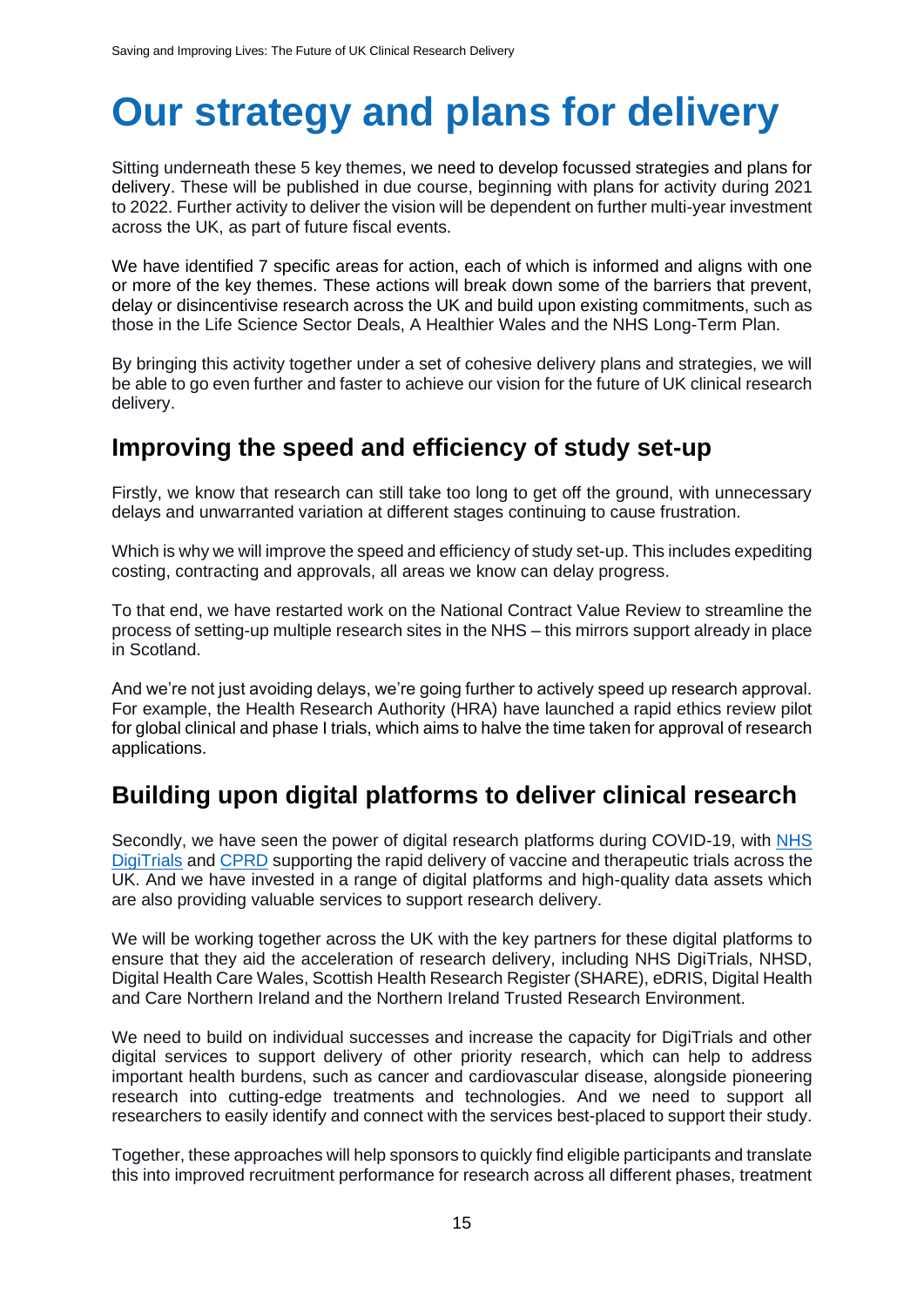# Our strategy and plans for delivery

Sitting underneath these 5 key themes, we need to develop focussed strategies and plans for delivery. These will be published in due course, beginning with plans for activity during 2021 to 2022. Further activity to deliver the vision will be dependent on further multi-year investment across the UK, as part of future fiscal events.

We have identified 7 specific areas for action, each of which is informed and aligns with one or more of the key themes. These actions will break down some of the barriers that prevent, delay or disincentivise research across the UK and build upon existing commitments, such as those in the Life Science Sector Deals, A Healthier Wales and the NHS Long-Term Plan.

By bringing this activity together under a set of cohesive delivery plans and strategies, we will be able to go even further and faster to achieve our vision for the future of UK clinical research delivery.

## Improving the speed and efficiency of study set-up

Firstly, we know that research can still take too long to get off the ground, with unnecessary delays and unwarranted variation at different stages continuing to cause frustration.

Which is why we will improve the speed and efficiency of study set-up. This includes expediting costing, contracting and approvals, all areas we know can delay progress.

To that end, we have restarted work on the National Contract Value Review to streamline the process of setting-up multiple research sites in the NHS – this mirrors support already in place in Scotland.

And we're not just avoiding delays, we're going further to actively speed up research approval. For example, the Health Research Authority (HRA) have launched a rapid ethics review pilot for global clinical and phase I trials, which aims to halve the time taken for approval of research applications.

## Building upon digital platforms to deliver clinical research

Secondly, we have seen the power of digital research platforms during COVID-19, with NHS DigiTrials and CPRD supporting the rapid delivery of vaccine and therapeutic trials across the UK. And we have invested in a range of digital platforms and high-quality data assets which are also providing valuable services to support research delivery.

We will be working together across the UK with the key partners for these digital platforms to ensure that they aid the acceleration of research delivery, including NHS DigiTrials, NHSD, Digital Health Care Wales, Scottish Health Research Register (SHARE), eDRIS, Digital Health and Care Northern Ireland and the Northern Ireland Trusted Research Environment.

We need to build on individual successes and increase the capacity for DigiTrials and other digital services to support delivery of other priority research, which can help to address important health burdens, such as cancer and cardiovascular disease, alongside pioneering research into cutting-edge treatments and technologies. And we need to support all researchers to easily identify and connect with the services best-placed to support their study.

Together, these approaches will help sponsors to quickly find eligible participants and translate this into improved recruitment performance for research across all different phases, treatment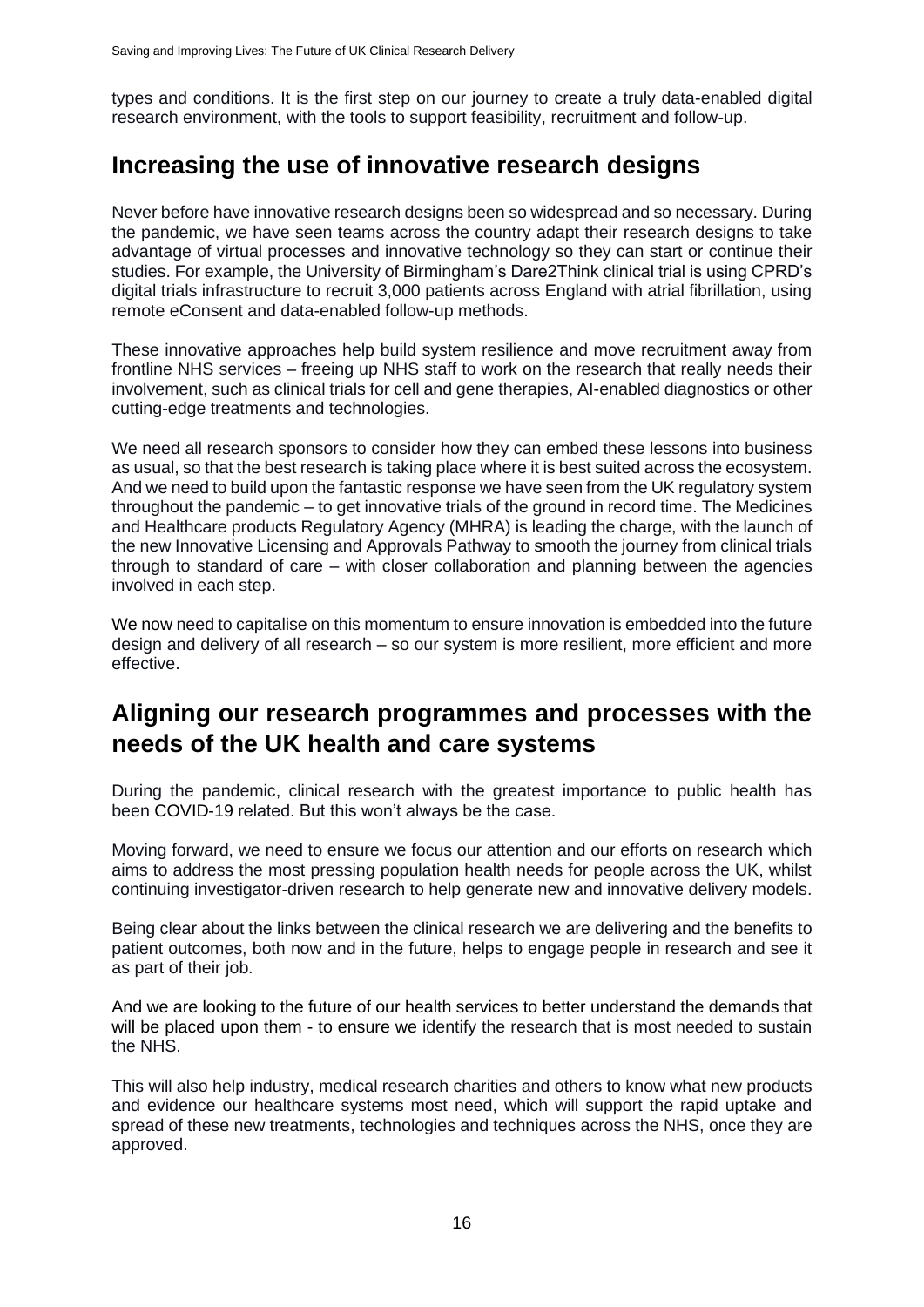types and conditions. It is the first step on our journey to create a truly data-enabled digital research environment, with the tools to support feasibility, recruitment and follow-up.

## Increasing the use of innovative research designs

Never before have innovative research designs been so widespread and so necessary. During the pandemic, we have seen teams across the country adapt their research designs to take advantage of virtual processes and innovative technology so they can start or continue their studies. For example, the University of Birmingham's Dare2Think clinical trial is using CPRD's digital trials infrastructure to recruit 3,000 patients across England with atrial fibrillation, using remote eConsent and data-enabled follow-up methods.

These innovative approaches help build system resilience and move recruitment away from frontline NHS services – freeing up NHS staff to work on the research that really needs their involvement, such as clinical trials for cell and gene therapies, AI-enabled diagnostics or other cutting-edge treatments and technologies.

We need all research sponsors to consider how they can embed these lessons into business as usual, so that the best research is taking place where it is best suited across the ecosystem. And we need to build upon the fantastic response we have seen from the UK regulatory system throughout the pandemic – to get innovative trials of the ground in record time. The Medicines and Healthcare products Regulatory Agency (MHRA) is leading the charge, with the launch of the new Innovative Licensing and Approvals Pathway to smooth the journey from clinical trials through to standard of care – with closer collaboration and planning between the agencies involved in each step.

We now need to capitalise on this momentum to ensure innovation is embedded into the future design and delivery of all research – so our system is more resilient, more efficient and more effective.

## Aligning our research programmes and processes with the needs of the UK health and care systems

During the pandemic, clinical research with the greatest importance to public health has been COVID-19 related. But this won't always be the case.

Moving forward, we need to ensure we focus our attention and our efforts on research which aims to address the most pressing population health needs for people across the UK, whilst continuing investigator-driven research to help generate new and innovative delivery models.

Being clear about the links between the clinical research we are delivering and the benefits to patient outcomes, both now and in the future, helps to engage people in research and see it as part of their job.

And we are looking to the future of our health services to better understand the demands that will be placed upon them - to ensure we identify the research that is most needed to sustain the NHS.

This will also help industry, medical research charities and others to know what new products and evidence our healthcare systems most need, which will support the rapid uptake and spread of these new treatments, technologies and techniques across the NHS, once they are approved.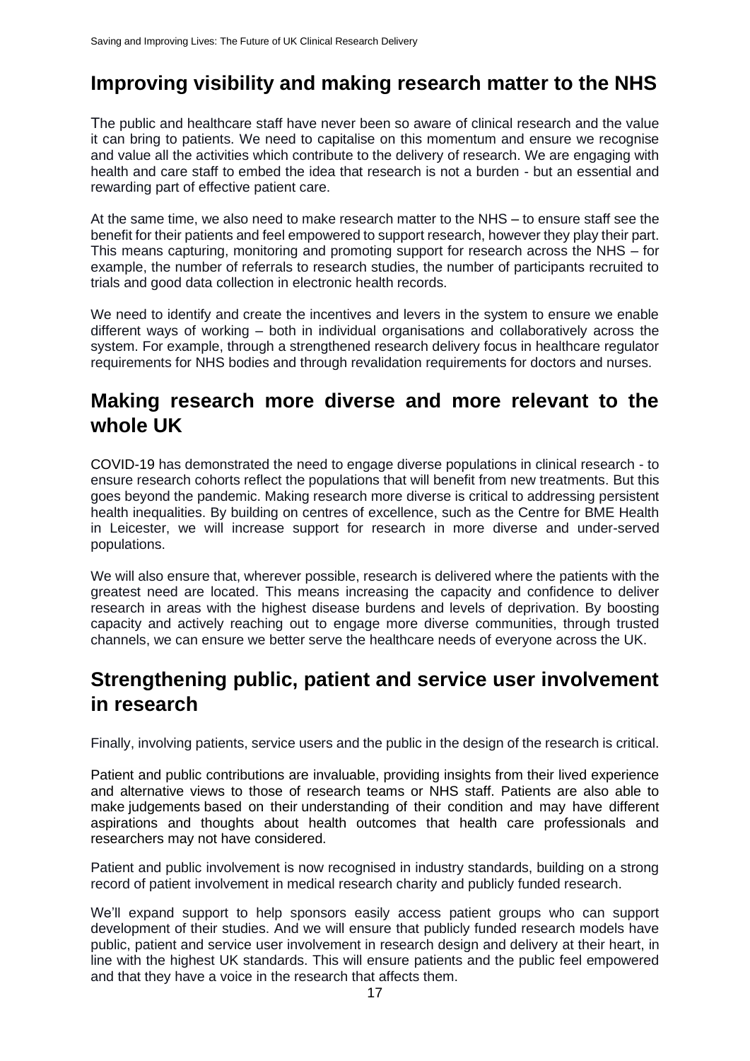## Improving visibility and making research matter to the NHS

The public and healthcare staff have never been so aware of clinical research and the value it can bring to patients. We need to capitalise on this momentum and ensure we recognise and value all the activities which contribute to the delivery of research. We are engaging with health and care staff to embed the idea that research is not a burden - but an essential and rewarding part of effective patient care.

At the same time, we also need to make research matter to the NHS – to ensure staff see the benefit for their patients and feel empowered to support research, however they play their part. This means capturing, monitoring and promoting support for research across the NHS – for example, the number of referrals to research studies, the number of participants recruited to trials and good data collection in electronic health records.

We need to identify and create the incentives and levers in the system to ensure we enable different ways of working – both in individual organisations and collaboratively across the system. For example, through a strengthened research delivery focus in healthcare regulator requirements for NHS bodies and through revalidation requirements for doctors and nurses.

## Making research more diverse and more relevant to the whole UK

COVID-19 has demonstrated the need to engage diverse populations in clinical research - to ensure research cohorts reflect the populations that will benefit from new treatments. But this goes beyond the pandemic. Making research more diverse is critical to addressing persistent health inequalities. By building on centres of excellence, such as the Centre for BME Health in Leicester, we will increase support for research in more diverse and under-served populations.

We will also ensure that, wherever possible, research is delivered where the patients with the greatest need are located. This means increasing the capacity and confidence to deliver research in areas with the highest disease burdens and levels of deprivation. By boosting capacity and actively reaching out to engage more diverse communities, through trusted channels, we can ensure we better serve the healthcare needs of everyone across the UK.

## Strengthening public, patient and service user involvement in research

Finally, involving patients, service users and the public in the design of the research is critical.

Patient and public contributions are invaluable, providing insights from their lived experience and alternative views to those of research teams or NHS staff. Patients are also able to make judgements based on their understanding of their condition and may have different aspirations and thoughts about health outcomes that health care professionals and researchers may not have considered.

Patient and public involvement is now recognised in industry standards, building on a strong record of patient involvement in medical research charity and publicly funded research.

We'll expand support to help sponsors easily access patient groups who can support development of their studies. And we will ensure that publicly funded research models have public, patient and service user involvement in research design and delivery at their heart, in line with the highest UK standards. This will ensure patients and the public feel empowered and that they have a voice in the research that affects them.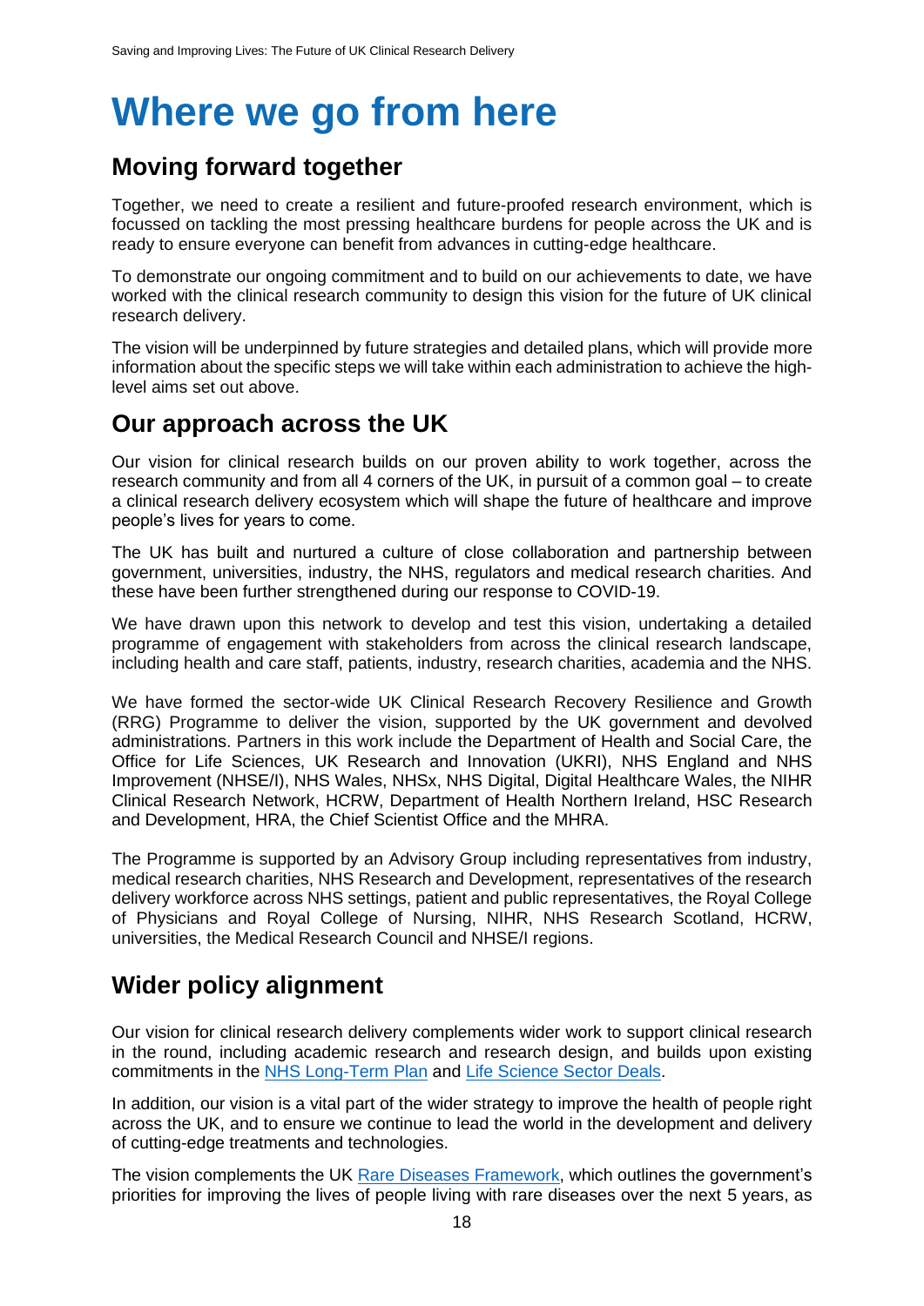# Where we go from here

## Moving forward together

Together, we need to create a resilient and future-proofed research environment, which is focussed on tackling the most pressing healthcare burdens for people across the UK and is ready to ensure everyone can benefit from advances in cutting-edge healthcare.

To demonstrate our ongoing commitment and to build on our achievements to date, we have worked with the clinical research community to design this vision for the future of UK clinical research delivery.

The vision will be underpinned by future strategies and detailed plans, which will provide more information about the specific steps we will take within each administration to achieve the high-level aims set out above.

## Our approach across the UK

Our vision for clinical research builds on our proven ability to work together, across the research community and from all 4 corners of the UK, in pursuit of a common goal – to create a clinical research delivery ecosystem which will shape the future of healthcare and improve people's lives for years to come.

The UK has built and nurtured a culture of close collaboration and partnership between government, universities, industry, the NHS, regulators and medical research charities. And these have been further strengthened during our response to COVID-19.

We have drawn upon this network to develop and test this vision, undertaking a detailed programme of engagement with stakeholders from across the clinical research landscape, including health and care staff, patients, industry, research charities, academia and the NHS.

We have formed the sector-wide UK Clinical Research Recovery Resilience and Growth (RRG) Programme to deliver the vision, supported by the UK government and devolved administrations. Partners in this work include the Department of Health and Social Care, the Office for Life Sciences, UK Research and Innovation (UKRI), NHS England and NHS Improvement (NHSE/I), NHS Wales, NHSx, NHS Digital, Digital Healthcare Wales, the NIHR Clinical Research Network, HCRW, Department of Health Northern Ireland, HSC Research and Development, HRA, the Chief Scientist Office and the MHRA.

The Programme is supported by an Advisory Group including representatives from industry, medical research charities, NHS Research and Development, representatives of the research delivery workforce across NHS settings, patient and public representatives, the Royal College of Physicians and Royal College of Nursing, NIHR, NHS Research Scotland, HCRW, universities, the Medical Research Council and NHSE/I regions.

## Wider policy alignment

Our vision for clinical research delivery complements wider work to support clinical research in the round, including academic research and research design, and builds upon existing commitments in the NHS Long-Term Plan and Life Science Sector Deals.

In addition, our vision is a vital part of the wider strategy to improve the health of people right across the UK, and to ensure we continue to lead the world in the development and delivery of cutting-edge treatments and technologies.

The vision complements the UK Rare Diseases Framework, which outlines the government's priorities for improving the lives of people living with rare diseases over the next 5 years, as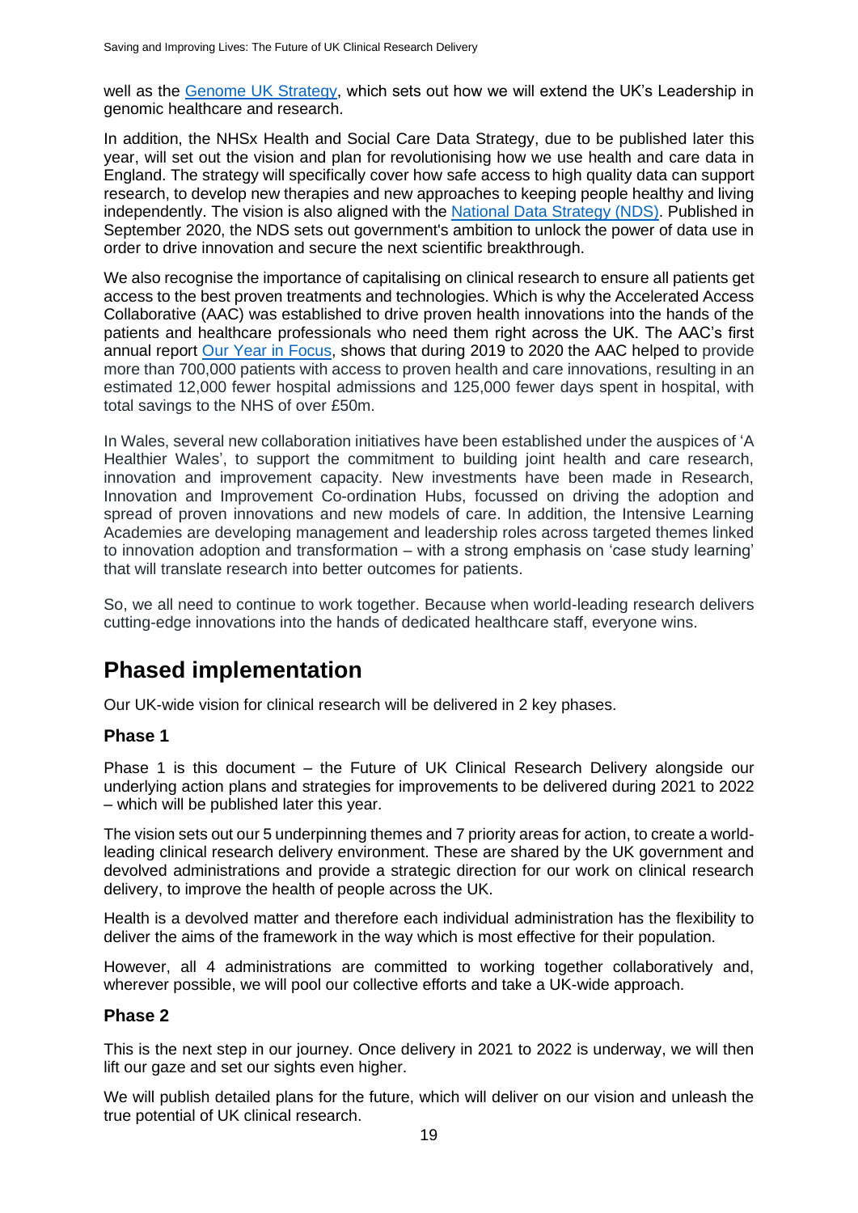well as the Genome UK Strategy, which sets out how we will extend the UK's Leadership in genomic healthcare and research.

In addition, the NHSx Health and Social Care Data Strategy, due to be published later this year, will set out the vision and plan for revolutionising how we use health and care data in England. The strategy will specifically cover how safe access to high quality data can support research, to develop new therapies and new approaches to keeping people healthy and living independently. The vision is also aligned with the National Data Strategy (NDS). Published in September 2020, the NDS sets out government's ambition to unlock the power of data use in order to drive innovation and secure the next scientific breakthrough.

We also recognise the importance of capitalising on clinical research to ensure all patients get access to the best proven treatments and technologies. Which is why the Accelerated Access Collaborative (AAC) was established to drive proven health innovations into the hands of the patients and healthcare professionals who need them right across the UK. The AAC's first annual report Our Year in Focus, shows that during 2019 to 2020 the AAC helped to provide more than 700,000 patients with access to proven health and care innovations, resulting in an estimated 12,000 fewer hospital admissions and 125,000 fewer days spent in hospital, with total savings to the NHS of over £50m.

In Wales, several new collaboration initiatives have been established under the auspices of 'A Healthier Wales', to support the commitment to building joint health and care research, innovation and improvement capacity. New investments have been made in Research, Innovation and Improvement Co-ordination Hubs, focussed on driving the adoption and spread of proven innovations and new models of care. In addition, the Intensive Learning Academies are developing management and leadership roles across targeted themes linked to innovation adoption and transformation – with a strong emphasis on 'case study learning' that will translate research into better outcomes for patients.

So, we all need to continue to work together. Because when world-leading research delivers cutting-edge innovations into the hands of dedicated healthcare staff, everyone wins.

# Phased implementation

Our UK-wide vision for clinical research will be delivered in 2 key phases.

### Phase 1

Phase 1 is this document – the Future of UK Clinical Research Delivery alongside our underlying action plans and strategies for improvements to be delivered during 2021 to 2022 – which will be published later this year.

The vision sets out our 5 underpinning themes and 7 priority areas for action, to create a world-leading clinical research delivery environment. These are shared by the UK government and devolved administrations and provide a strategic direction for our work on clinical research delivery, to improve the health of people across the UK.

Health is a devolved matter and therefore each individual administration has the flexibility to deliver the aims of the framework in the way which is most effective for their population.

However, all 4 administrations are committed to working together collaboratively and, wherever possible, we will pool our collective efforts and take a UK-wide approach.

### Phase 2

This is the next step in our journey. Once delivery in 2021 to 2022 is underway, we will then lift our gaze and set our sights even higher.

We will publish detailed plans for the future, which will deliver on our vision and unleash the true potential of UK clinical research.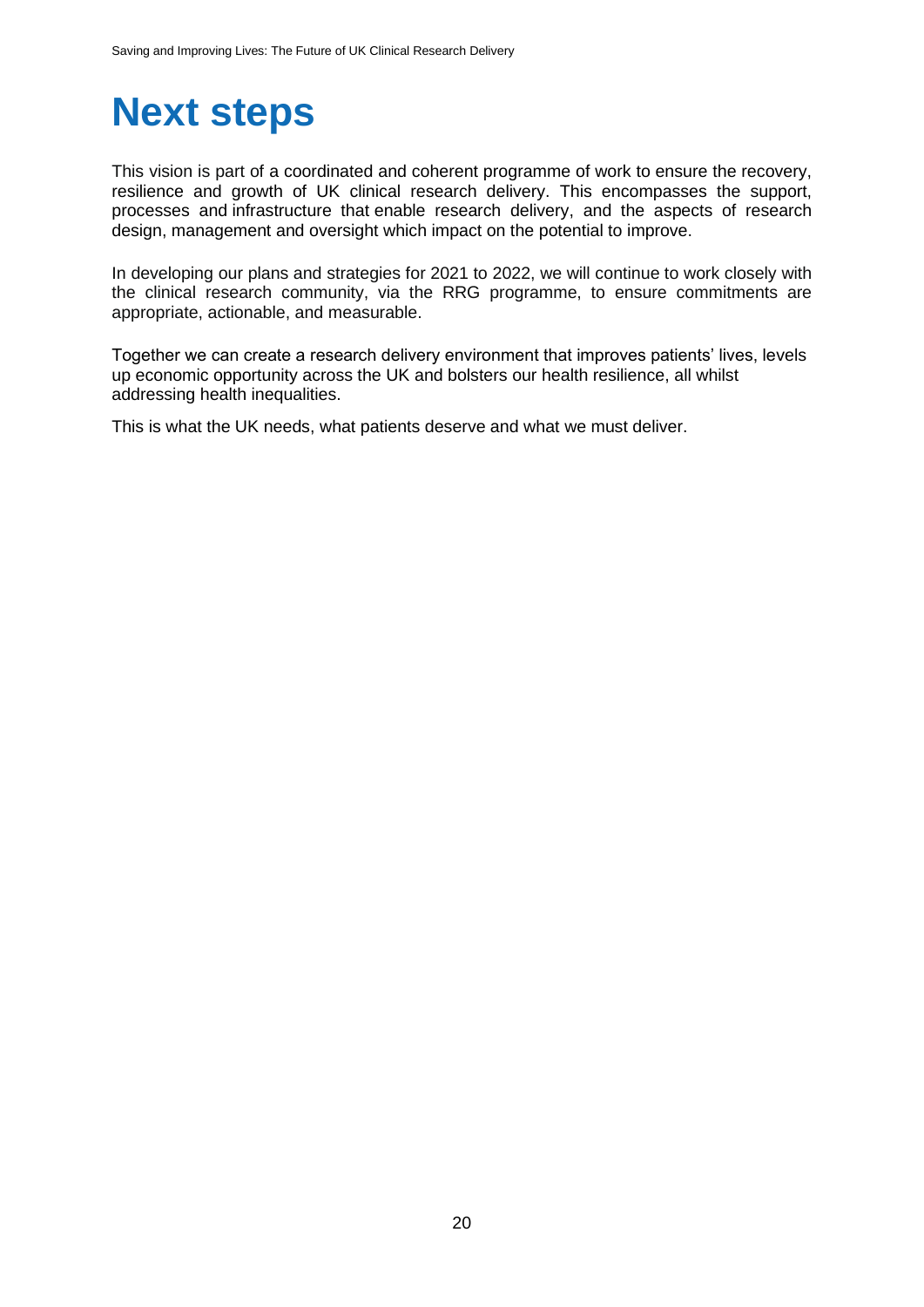# Next steps

This vision is part of a coordinated and coherent programme of work to ensure the recovery, resilience and growth of UK clinical research delivery. This encompasses the support, processes and infrastructure that enable research delivery, and the aspects of research design, management and oversight which impact on the potential to improve.

In developing our plans and strategies for 2021 to 2022, we will continue to work closely with the clinical research community, via the RRG programme, to ensure commitments are appropriate, actionable, and measurable.

Together we can create a research delivery environment that improves patients' lives, levels up economic opportunity across the UK and bolsters our health resilience, all whilst addressing health inequalities.

This is what the UK needs, what patients deserve and what we must deliver.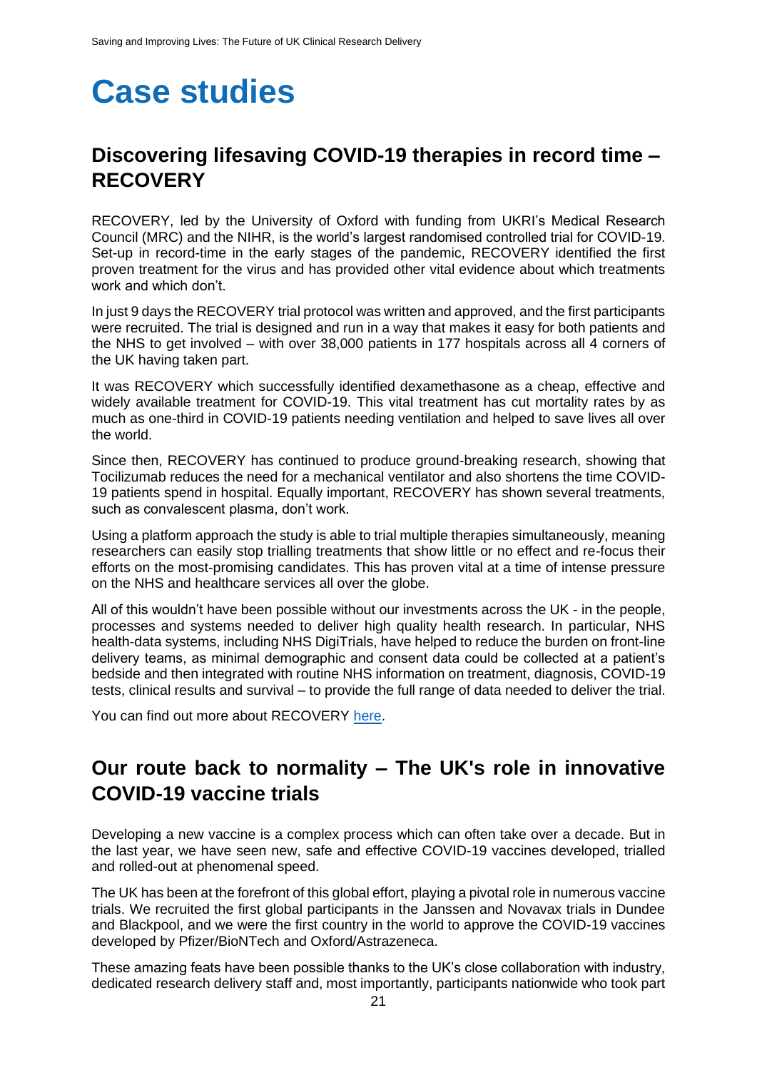# Case studies

## Discovering lifesaving COVID-19 therapies in record time – RECOVERY

RECOVERY, led by the University of Oxford with funding from UKRI's Medical Research Council (MRC) and the NIHR, is the world's largest randomised controlled trial for COVID-19. Set-up in record-time in the early stages of the pandemic, RECOVERY identified the first proven treatment for the virus and has provided other vital evidence about which treatments work and which don't.

In just 9 days the RECOVERY trial protocol was written and approved, and the first participants were recruited. The trial is designed and run in a way that makes it easy for both patients and the NHS to get involved – with over 38,000 patients in 177 hospitals across all 4 corners of the UK having taken part.

It was RECOVERY which successfully identified dexamethasone as a cheap, effective and widely available treatment for COVID-19. This vital treatment has cut mortality rates by as much as one-third in COVID-19 patients needing ventilation and helped to save lives all over the world.

Since then, RECOVERY has continued to produce ground-breaking research, showing that Tocilizumab reduces the need for a mechanical ventilator and also shortens the time COVID-19 patients spend in hospital. Equally important, RECOVERY has shown several treatments, such as convalescent plasma, don't work.

Using a platform approach the study is able to trial multiple therapies simultaneously, meaning researchers can easily stop trialling treatments that show little or no effect and re-focus their efforts on the most-promising candidates. This has proven vital at a time of intense pressure on the NHS and healthcare services all over the globe.

All of this wouldn't have been possible without our investments across the UK - in the people, processes and systems needed to deliver high quality health research. In particular, NHS health-data systems, including NHS DigiTrials, have helped to reduce the burden on front-line delivery teams, as minimal demographic and consent data could be collected at a patient's bedside and then integrated with routine NHS information on treatment, diagnosis, COVID-19 tests, clinical results and survival – to provide the full range of data needed to deliver the trial.

You can find out more about RECOVERY here.

## Our route back to normality – The UK's role in innovative COVID-19 vaccine trials

Developing a new vaccine is a complex process which can often take over a decade. But in the last year, we have seen new, safe and effective COVID-19 vaccines developed, trialled and rolled-out at phenomenal speed.

The UK has been at the forefront of this global effort, playing a pivotal role in numerous vaccine trials. We recruited the first global participants in the Janssen and Novavax trials in Dundee and Blackpool, and we were the first country in the world to approve the COVID-19 vaccines developed by Pfizer/BioNTech and Oxford/Astrazeneca.

These amazing feats have been possible thanks to the UK's close collaboration with industry, dedicated research delivery staff and, most importantly, participants nationwide who took part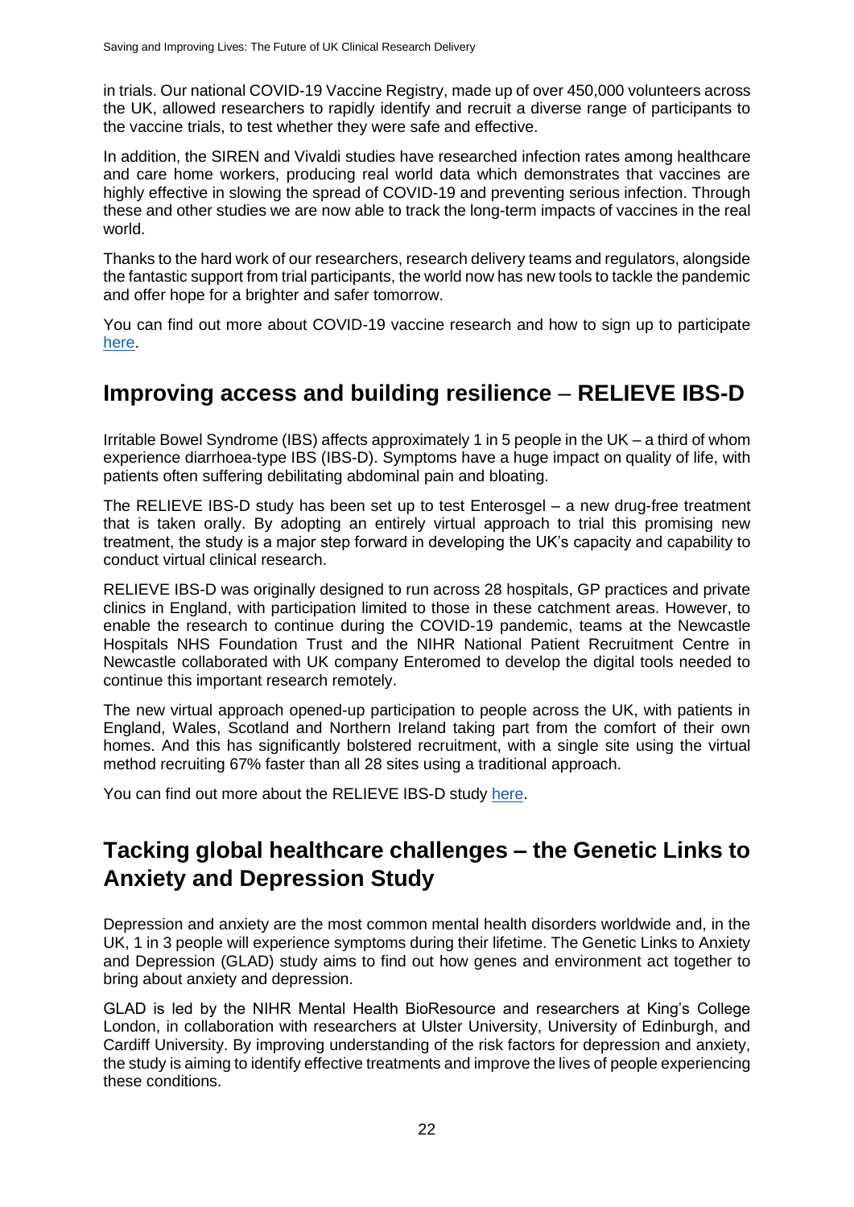in trials. Our national COVID-19 Vaccine Registry, made up of over 450,000 volunteers across the UK, allowed researchers to rapidly identify and recruit a diverse range of participants to the vaccine trials, to test whether they were safe and effective.

In addition, the SIREN and Vivaldi studies have researched infection rates among healthcare and care home workers, producing real world data which demonstrates that vaccines are highly effective in slowing the spread of COVID-19 and preventing serious infection. Through these and other studies we are now able to track the long-term impacts of vaccines in the real world.

Thanks to the hard work of our researchers, research delivery teams and regulators, alongside the fantastic support from trial participants, the world now has new tools to tackle the pandemic and offer hope for a brighter and safer tomorrow.

You can find out more about COVID-19 vaccine research and how to sign up to participate here.

## Improving access and building resilience – RELIEVE IBS-D

Irritable Bowel Syndrome (IBS) affects approximately 1 in 5 people in the UK – a third of whom experience diarrhoea-type IBS (IBS-D). Symptoms have a huge impact on quality of life, with patients often suffering debilitating abdominal pain and bloating.

The RELIEVE IBS-D study has been set up to test Enterosgel – a new drug-free treatment that is taken orally. By adopting an entirely virtual approach to trial this promising new treatment, the study is a major step forward in developing the UK's capacity and capability to conduct virtual clinical research.

RELIEVE IBS-D was originally designed to run across 28 hospitals, GP practices and private clinics in England, with participation limited to those in these catchment areas. However, to enable the research to continue during the COVID-19 pandemic, teams at the Newcastle Hospitals NHS Foundation Trust and the NIHR National Patient Recruitment Centre in Newcastle collaborated with UK company Enteromed to develop the digital tools needed to continue this important research remotely.

The new virtual approach opened-up participation to people across the UK, with patients in England, Wales, Scotland and Northern Ireland taking part from the comfort of their own homes. And this has significantly bolstered recruitment, with a single site using the virtual method recruiting 67% faster than all 28 sites using a traditional approach.

You can find out more about the RELIEVE IBS-D study here.

## Tacking global healthcare challenges – the Genetic Links to Anxiety and Depression Study

Depression and anxiety are the most common mental health disorders worldwide and, in the UK, 1 in 3 people will experience symptoms during their lifetime. The Genetic Links to Anxiety and Depression (GLAD) study aims to find out how genes and environment act together to bring about anxiety and depression.

GLAD is led by the NIHR Mental Health BioResource and researchers at King's College London, in collaboration with researchers at Ulster University, University of Edinburgh, and Cardiff University. By improving understanding of the risk factors for depression and anxiety, the study is aiming to identify effective treatments and improve the lives of people experiencing these conditions.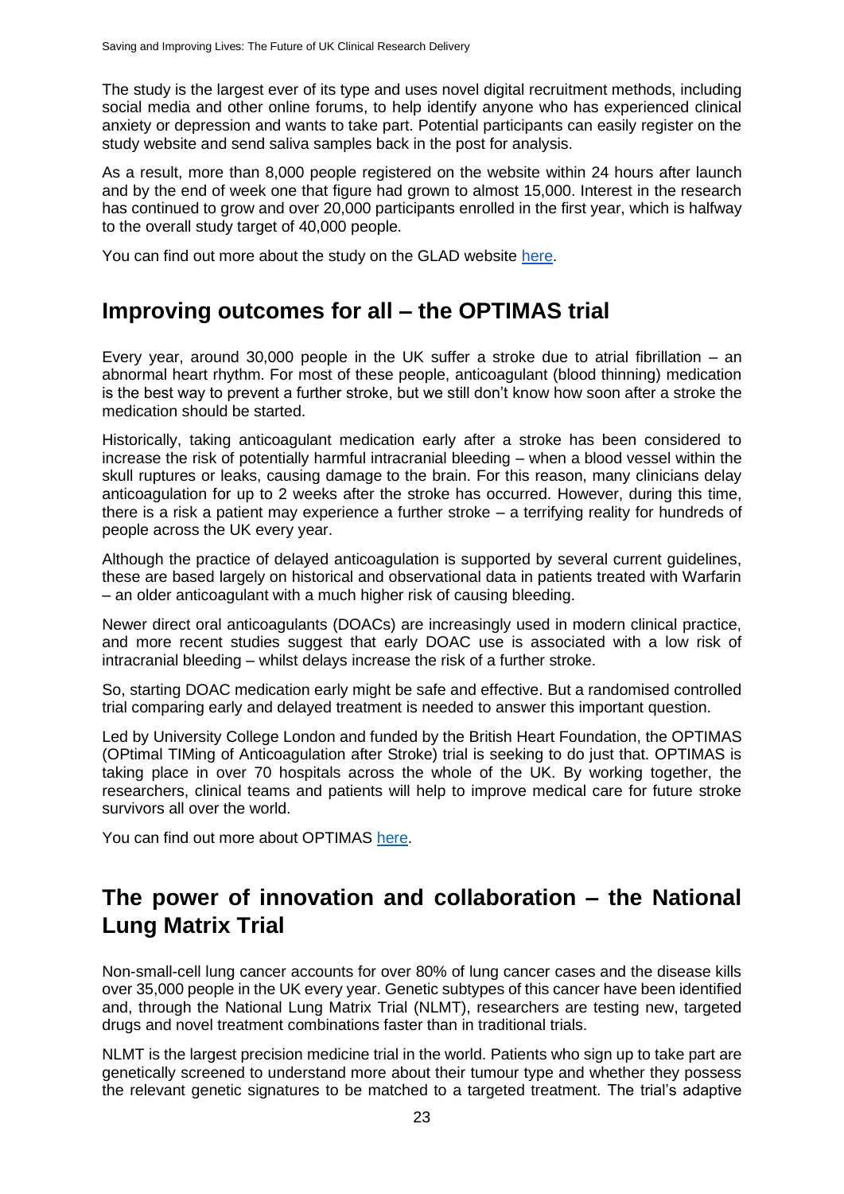The study is the largest ever of its type and uses novel digital recruitment methods, including social media and other online forums, to help identify anyone who has experienced clinical anxiety or depression and wants to take part. Potential participants can easily register on the study website and send saliva samples back in the post for analysis.

As a result, more than 8,000 people registered on the website within 24 hours after launch and by the end of week one that figure had grown to almost 15,000. Interest in the research has continued to grow and over 20,000 participants enrolled in the first year, which is halfway to the overall study target of 40,000 people.

You can find out more about the study on the GLAD website here.

## Improving outcomes for all – the OPTIMAS trial

Every year, around 30,000 people in the UK suffer a stroke due to atrial fibrillation – an abnormal heart rhythm. For most of these people, anticoagulant (blood thinning) medication is the best way to prevent a further stroke, but we still don't know how soon after a stroke the medication should be started.

Historically, taking anticoagulant medication early after a stroke has been considered to increase the risk of potentially harmful intracranial bleeding – when a blood vessel within the skull ruptures or leaks, causing damage to the brain. For this reason, many clinicians delay anticoagulation for up to 2 weeks after the stroke has occurred. However, during this time, there is a risk a patient may experience a further stroke – a terrifying reality for hundreds of people across the UK every year.

Although the practice of delayed anticoagulation is supported by several current guidelines, these are based largely on historical and observational data in patients treated with Warfarin – an older anticoagulant with a much higher risk of causing bleeding.

Newer direct oral anticoagulants (DOACs) are increasingly used in modern clinical practice, and more recent studies suggest that early DOAC use is associated with a low risk of intracranial bleeding – whilst delays increase the risk of a further stroke.

So, starting DOAC medication early might be safe and effective. But a randomised controlled trial comparing early and delayed treatment is needed to answer this important question.

Led by University College London and funded by the British Heart Foundation, the OPTIMAS (OPtimal TIMing of Anticoagulation after Stroke) trial is seeking to do just that. OPTIMAS is taking place in over 70 hospitals across the whole of the UK. By working together, the researchers, clinical teams and patients will help to improve medical care for future stroke survivors all over the world.

You can find out more about OPTIMAS here.

## The power of innovation and collaboration – the National Lung Matrix Trial

Non-small-cell lung cancer accounts for over 80% of lung cancer cases and the disease kills over 35,000 people in the UK every year. Genetic subtypes of this cancer have been identified and, through the National Lung Matrix Trial (NLMT), researchers are testing new, targeted drugs and novel treatment combinations faster than in traditional trials.

NLMT is the largest precision medicine trial in the world. Patients who sign up to take part are genetically screened to understand more about their tumour type and whether they possess the relevant genetic signatures to be matched to a targeted treatment. The trial's adaptive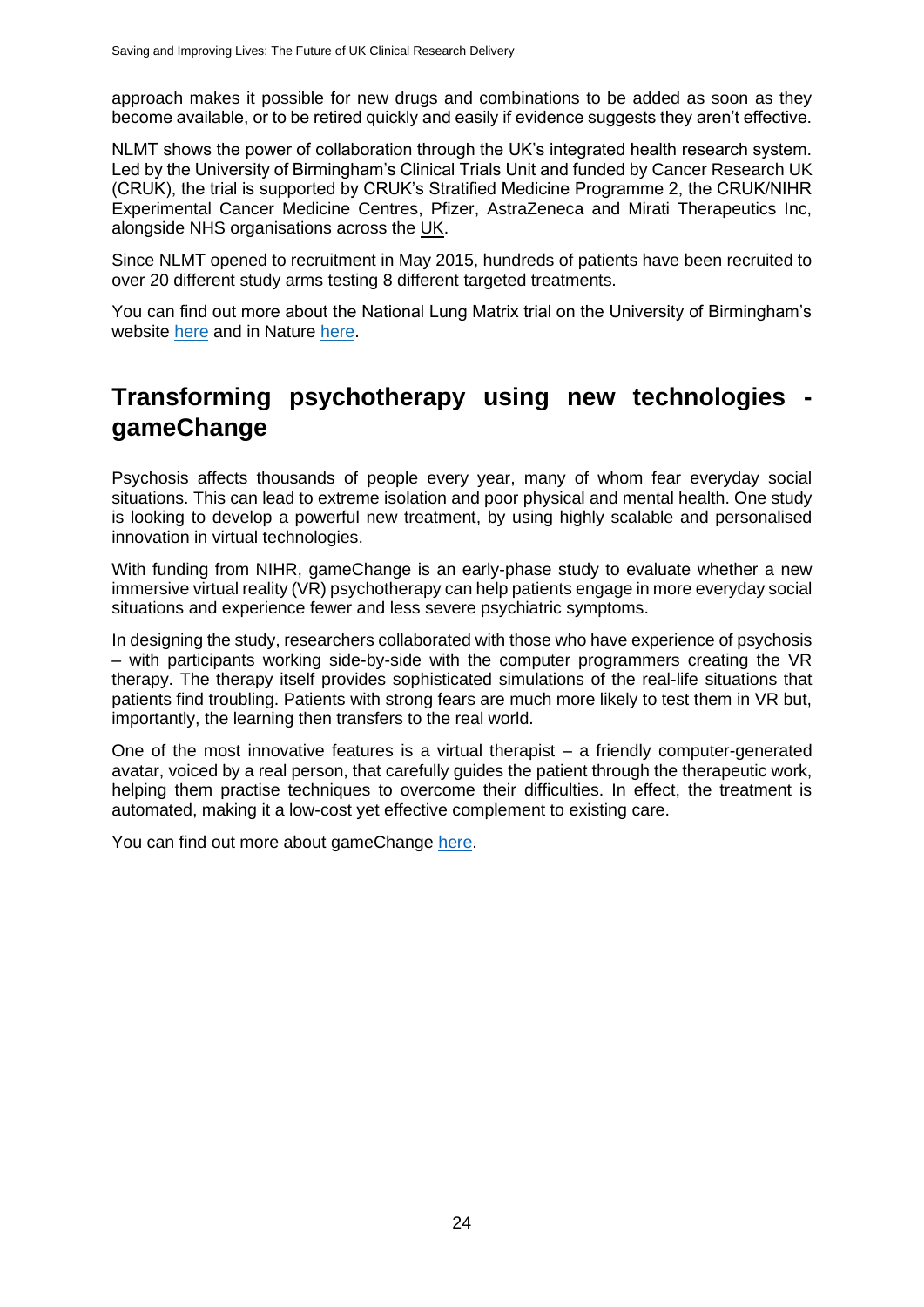approach makes it possible for new drugs and combinations to be added as soon as they become available, or to be retired quickly and easily if evidence suggests they aren't effective.

NLMT shows the power of collaboration through the UK's integrated health research system. Led by the University of Birmingham's Clinical Trials Unit and funded by Cancer Research UK (CRUK), the trial is supported by CRUK's Stratified Medicine Programme 2, the CRUK/NIHR Experimental Cancer Medicine Centres, Pfizer, AstraZeneca and Mirati Therapeutics Inc, alongside NHS organisations across the UK.

Since NLMT opened to recruitment in May 2015, hundreds of patients have been recruited to over 20 different study arms testing 8 different targeted treatments.

You can find out more about the National Lung Matrix trial on the University of Birmingham's website here and in Nature here.

## Transforming psychotherapy using new technologies - gameChange

Psychosis affects thousands of people every year, many of whom fear everyday social situations. This can lead to extreme isolation and poor physical and mental health. One study is looking to develop a powerful new treatment, by using highly scalable and personalised innovation in virtual technologies.

With funding from NIHR, gameChange is an early-phase study to evaluate whether a new immersive virtual reality (VR) psychotherapy can help patients engage in more everyday social situations and experience fewer and less severe psychiatric symptoms.

In designing the study, researchers collaborated with those who have experience of psychosis – with participants working side-by-side with the computer programmers creating the VR therapy. The therapy itself provides sophisticated simulations of the real-life situations that patients find troubling. Patients with strong fears are much more likely to test them in VR but, importantly, the learning then transfers to the real world.

One of the most innovative features is a virtual therapist – a friendly computer-generated avatar, voiced by a real person, that carefully guides the patient through the therapeutic work, helping them practise techniques to overcome their difficulties. In effect, the treatment is automated, making it a low-cost yet effective complement to existing care.

You can find out more about gameChange here.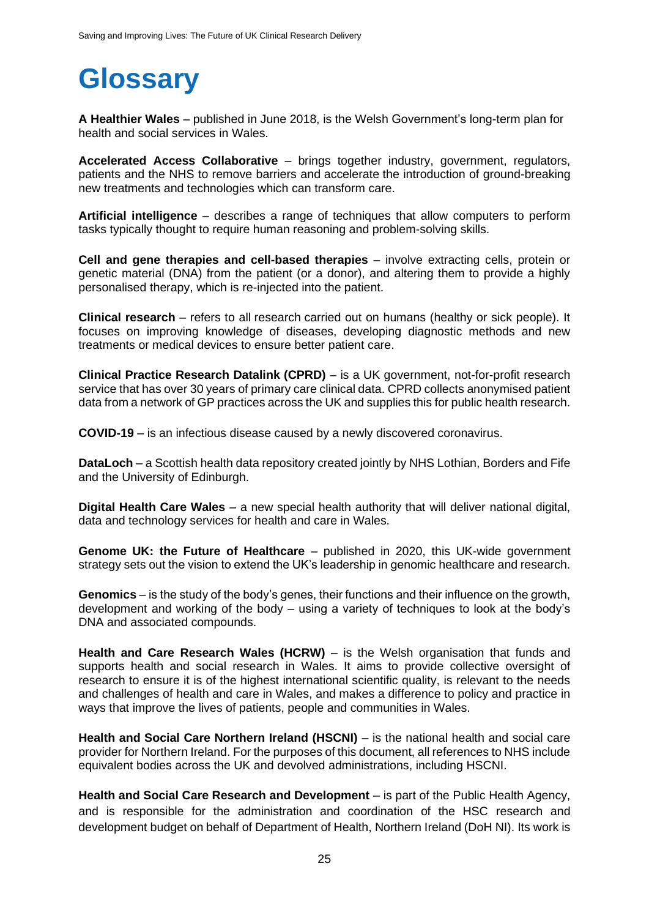# Glossary

**A Healthier Wales** – published in June 2018, is the Welsh Government's long-term plan for health and social services in Wales.

**Accelerated Access Collaborative** – brings together industry, government, regulators, patients and the NHS to remove barriers and accelerate the introduction of ground-breaking new treatments and technologies which can transform care.

**Artificial intelligence** – describes a range of techniques that allow computers to perform tasks typically thought to require human reasoning and problem-solving skills.

**Cell and gene therapies and cell-based therapies** – involve extracting cells, protein or genetic material (DNA) from the patient (or a donor), and altering them to provide a highly personalised therapy, which is re-injected into the patient.

**Clinical research** – refers to all research carried out on humans (healthy or sick people). It focuses on improving knowledge of diseases, developing diagnostic methods and new treatments or medical devices to ensure better patient care.

**Clinical Practice Research Datalink (CPRD)** – is a UK government, not-for-profit research service that has over 30 years of primary care clinical data. CPRD collects anonymised patient data from a network of GP practices across the UK and supplies this for public health research.

**COVID-19** – is an infectious disease caused by a newly discovered coronavirus.

**DataLoch** – a Scottish health data repository created jointly by NHS Lothian, Borders and Fife and the University of Edinburgh.

**Digital Health Care Wales** – a new special health authority that will deliver national digital, data and technology services for health and care in Wales.

**Genome UK: the Future of Healthcare** – published in 2020, this UK-wide government strategy sets out the vision to extend the UK's leadership in genomic healthcare and research.

**Genomics** – is the study of the body's genes, their functions and their influence on the growth, development and working of the body – using a variety of techniques to look at the body's DNA and associated compounds.

**Health and Care Research Wales (HCRW)** – is the Welsh organisation that funds and supports health and social research in Wales. It aims to provide collective oversight of research to ensure it is of the highest international scientific quality, is relevant to the needs and challenges of health and care in Wales, and makes a difference to policy and practice in ways that improve the lives of patients, people and communities in Wales.

**Health and Social Care Northern Ireland (HSCNI)** – is the national health and social care provider for Northern Ireland. For the purposes of this document, all references to NHS include equivalent bodies across the UK and devolved administrations, including HSCNI.

**Health and Social Care Research and Development** – is part of the Public Health Agency, and is responsible for the administration and coordination of the HSC research and development budget on behalf of Department of Health, Northern Ireland (DoH NI). Its work is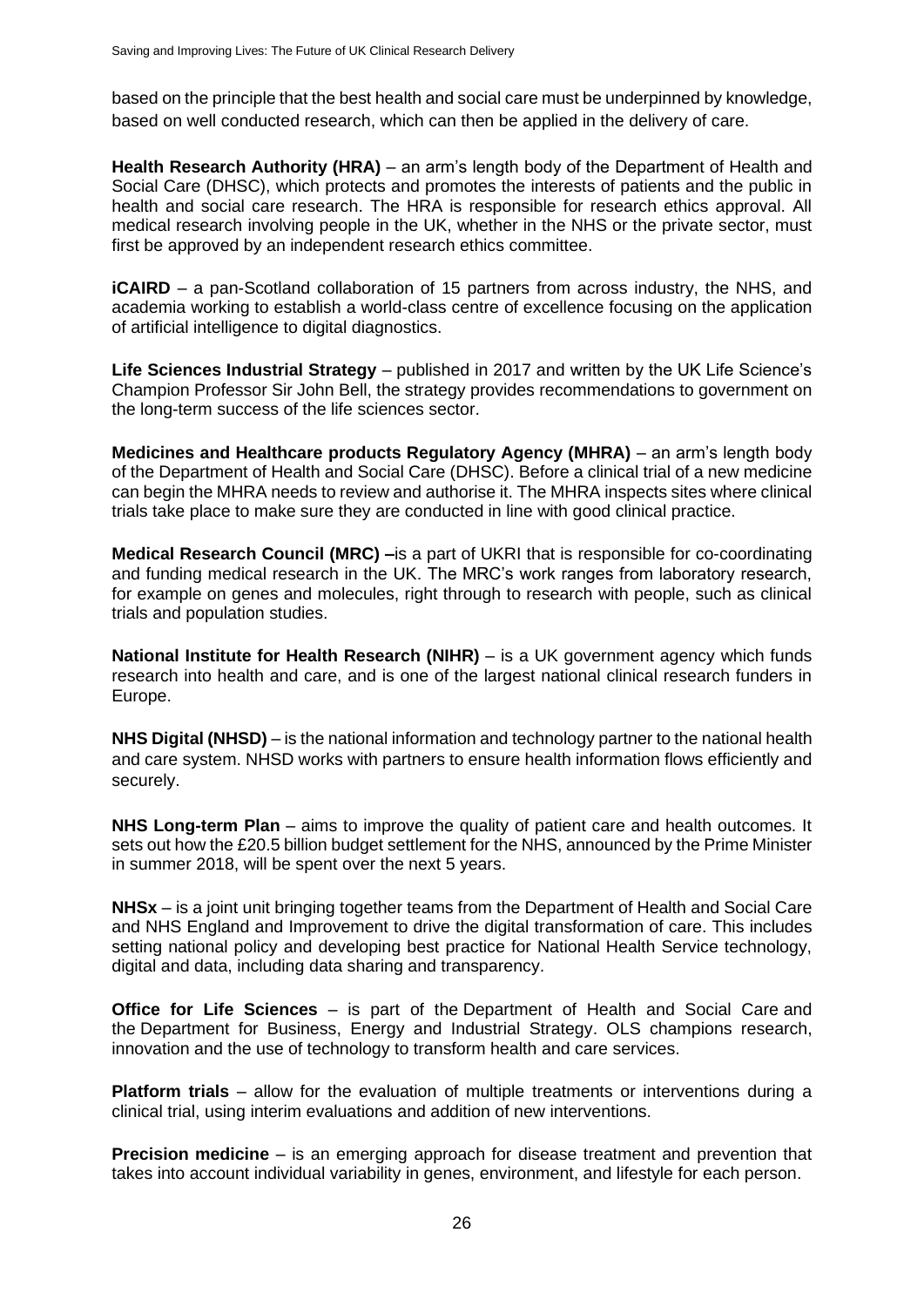based on the principle that the best health and social care must be underpinned by knowledge, based on well conducted research, which can then be applied in the delivery of care.

**Health Research Authority (HRA)** – an arm's length body of the Department of Health and Social Care (DHSC), which protects and promotes the interests of patients and the public in health and social care research. The HRA is responsible for research ethics approval. All medical research involving people in the UK, whether in the NHS or the private sector, must first be approved by an independent research ethics committee.

**iCAIRD** – a pan-Scotland collaboration of 15 partners from across industry, the NHS, and academia working to establish a world-class centre of excellence focusing on the application of artificial intelligence to digital diagnostics.

**Life Sciences Industrial Strategy** – published in 2017 and written by the UK Life Science's Champion Professor Sir John Bell, the strategy provides recommendations to government on the long-term success of the life sciences sector.

**Medicines and Healthcare products Regulatory Agency (MHRA)** – an arm's length body of the Department of Health and Social Care (DHSC). Before a clinical trial of a new medicine can begin the MHRA needs to review and authorise it. The MHRA inspects sites where clinical trials take place to make sure they are conducted in line with good clinical practice.

**Medical Research Council (MRC) –**is a part of UKRI that is responsible for co-coordinating and funding medical research in the UK. The MRC's work ranges from laboratory research, for example on genes and molecules, right through to research with people, such as clinical trials and population studies.

**National Institute for Health Research (NIHR)** – is a UK government agency which funds research into health and care, and is one of the largest national clinical research funders in Europe.

**NHS Digital (NHSD)** – is the national information and technology partner to the national health and care system. NHSD works with partners to ensure health information flows efficiently and securely.

**NHS Long-term Plan** – aims to improve the quality of patient care and health outcomes. It sets out how the £20.5 billion budget settlement for the NHS, announced by the Prime Minister in summer 2018, will be spent over the next 5 years.

**NHSx** – is a joint unit bringing together teams from the Department of Health and Social Care and NHS England and Improvement to drive the digital transformation of care. This includes setting national policy and developing best practice for National Health Service technology, digital and data, including data sharing and transparency.

**Office for Life Sciences** – is part of the Department of Health and Social Care and the Department for Business, Energy and Industrial Strategy. OLS champions research, innovation and the use of technology to transform health and care services.

**Platform trials** – allow for the evaluation of multiple treatments or interventions during a clinical trial, using interim evaluations and addition of new interventions.

**Precision medicine** – is an emerging approach for disease treatment and prevention that takes into account individual variability in genes, environment, and lifestyle for each person.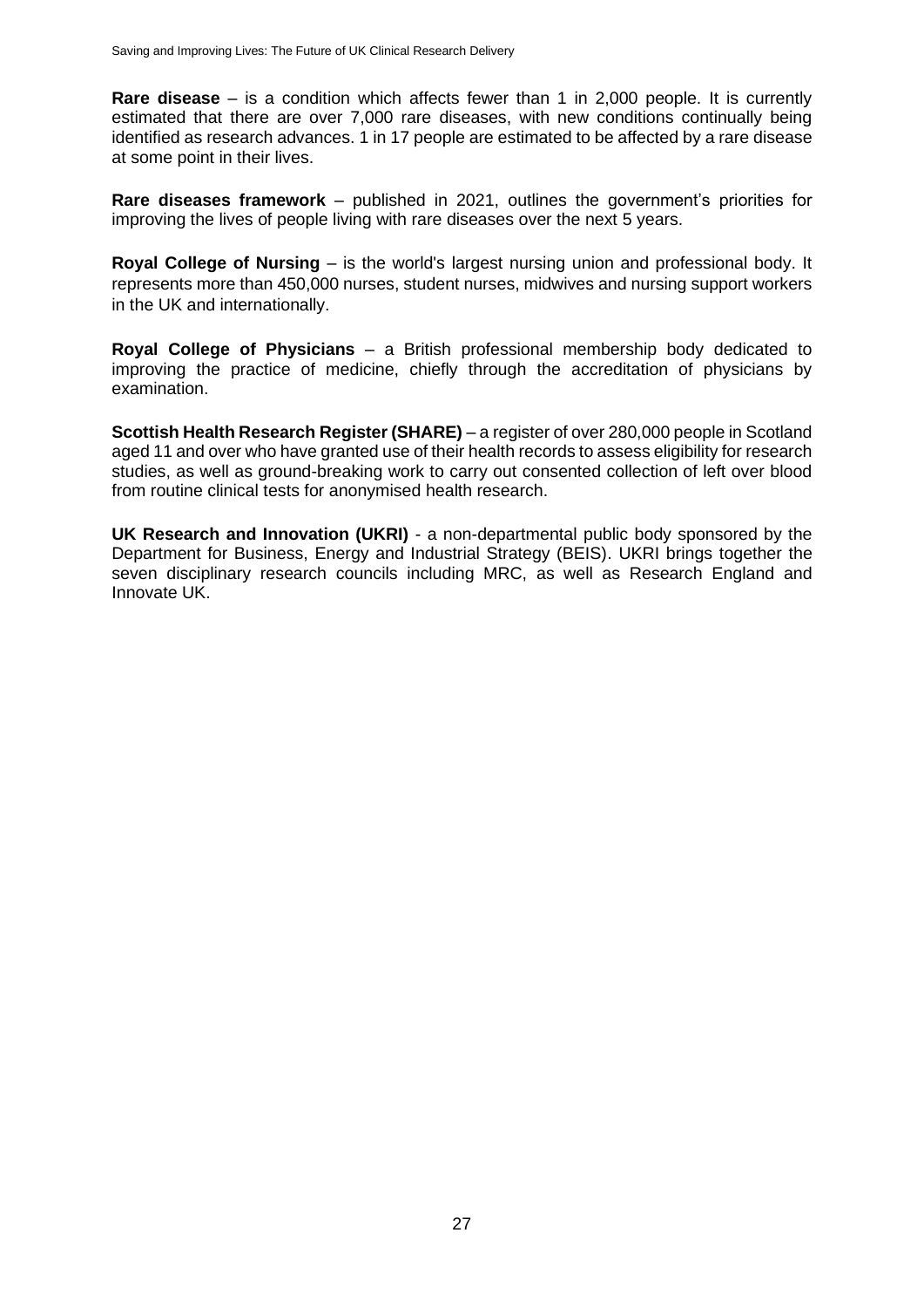**Rare disease** – is a condition which affects fewer than 1 in 2,000 people. It is currently estimated that there are over 7,000 rare diseases, with new conditions continually being identified as research advances. 1 in 17 people are estimated to be affected by a rare disease at some point in their lives.

**Rare diseases framework** – published in 2021, outlines the government's priorities for improving the lives of people living with rare diseases over the next 5 years.

**Royal College of Nursing** – is the world's largest nursing union and professional body. It represents more than 450,000 nurses, student nurses, midwives and nursing support workers in the UK and internationally.

**Royal College of Physicians** – a British professional membership body dedicated to improving the practice of medicine, chiefly through the accreditation of physicians by examination.

**Scottish Health Research Register (SHARE)** – a register of over 280,000 people in Scotland aged 11 and over who have granted use of their health records to assess eligibility for research studies, as well as ground-breaking work to carry out consented collection of left over blood from routine clinical tests for anonymised health research.

**UK Research and Innovation (UKRI)** - a non-departmental public body sponsored by the Department for Business, Energy and Industrial Strategy (BEIS). UKRI brings together the seven disciplinary research councils including MRC, as well as Research England and Innovate UK.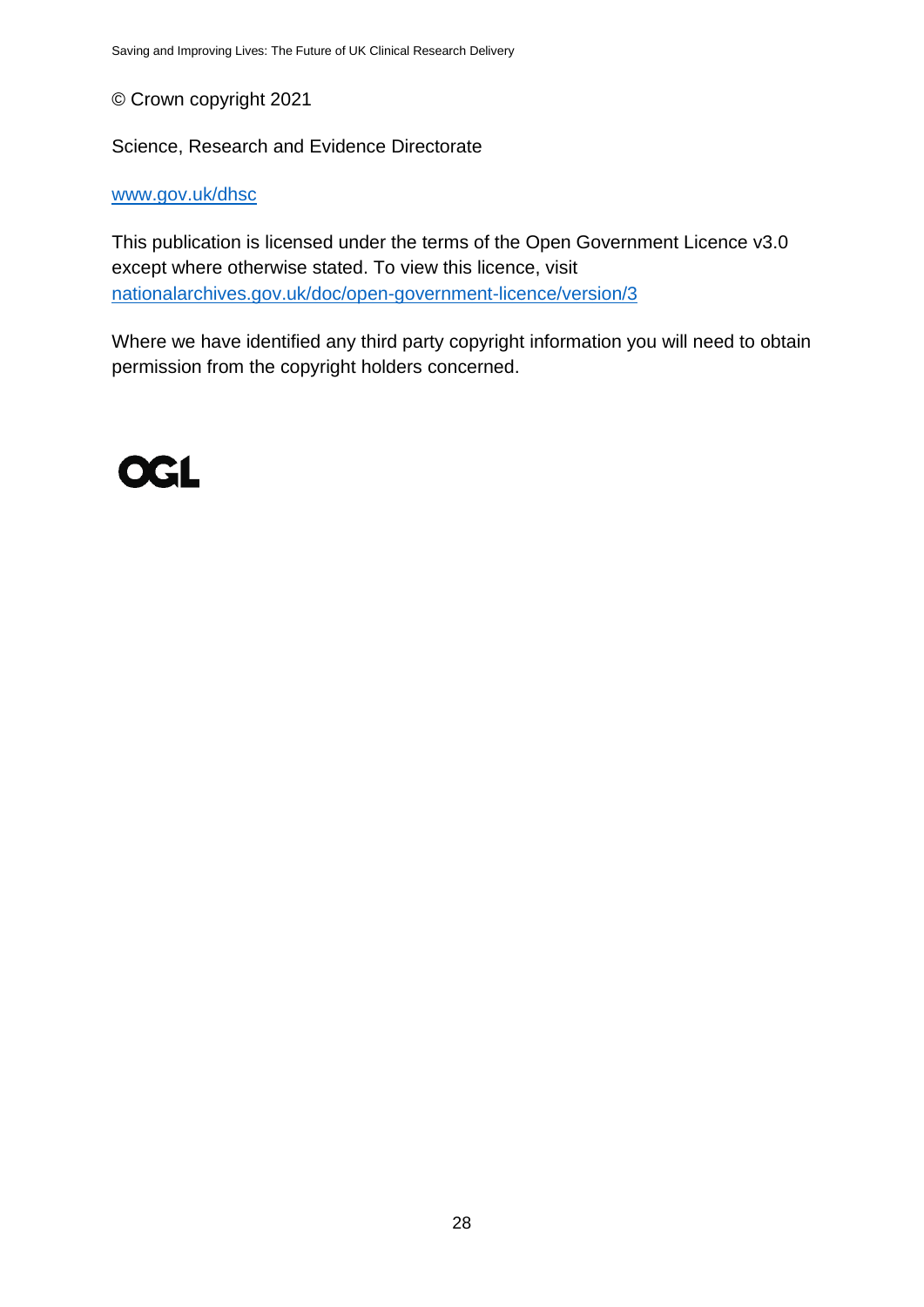© Crown copyright 2021

Science, Research and Evidence Directorate

[www.gov.uk/dhsc](http://www.gov.uk/dhsc)

This publication is licensed under the terms of the Open Government Licence v3.0 except where otherwise stated. To view this licence, visit [nationalarchives.gov.uk/doc/open-government-licence/version/3](http://nationalarchives.gov.uk/doc/open-government-licence/version/3)

Where we have identified any third party copyright information you will need to obtain permission from the copyright holders concerned.

OGL